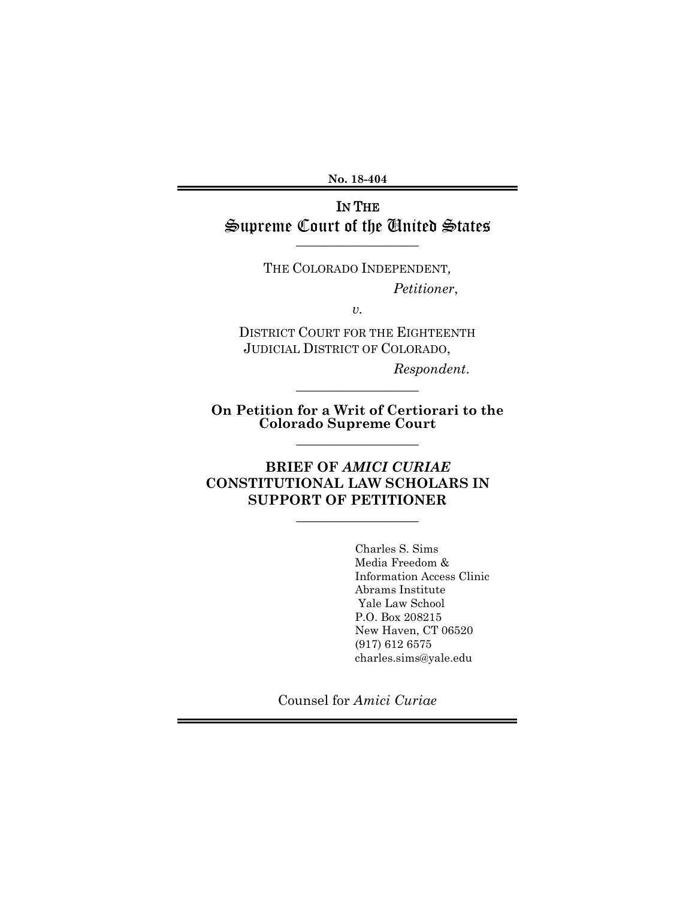No. 18-404

IN THE
Supreme Court of the United States

---

THE COLORADO INDEPENDENT,

*Petitioner*,

*v.*

DISTRICT COURT FOR THE EIGHTEENTH JUDICIAL DISTRICT OF COLORADO,

*Respondent*.

---

**On Petition for a Writ of Certiorari to the Colorado Supreme Court**

---

**BRIEF OF *AMICI CURIAE* CONSTITUTIONAL LAW SCHOLARS IN SUPPORT OF PETITIONER**

---

Charles S. Sims
Media Freedom &
Information Access Clinic
Abrams Institute
Yale Law School
P.O. Box 208215
New Haven, CT 06520
(917) 612 6575
charles.sims@yale.edu

Counsel for *Amici Curiae*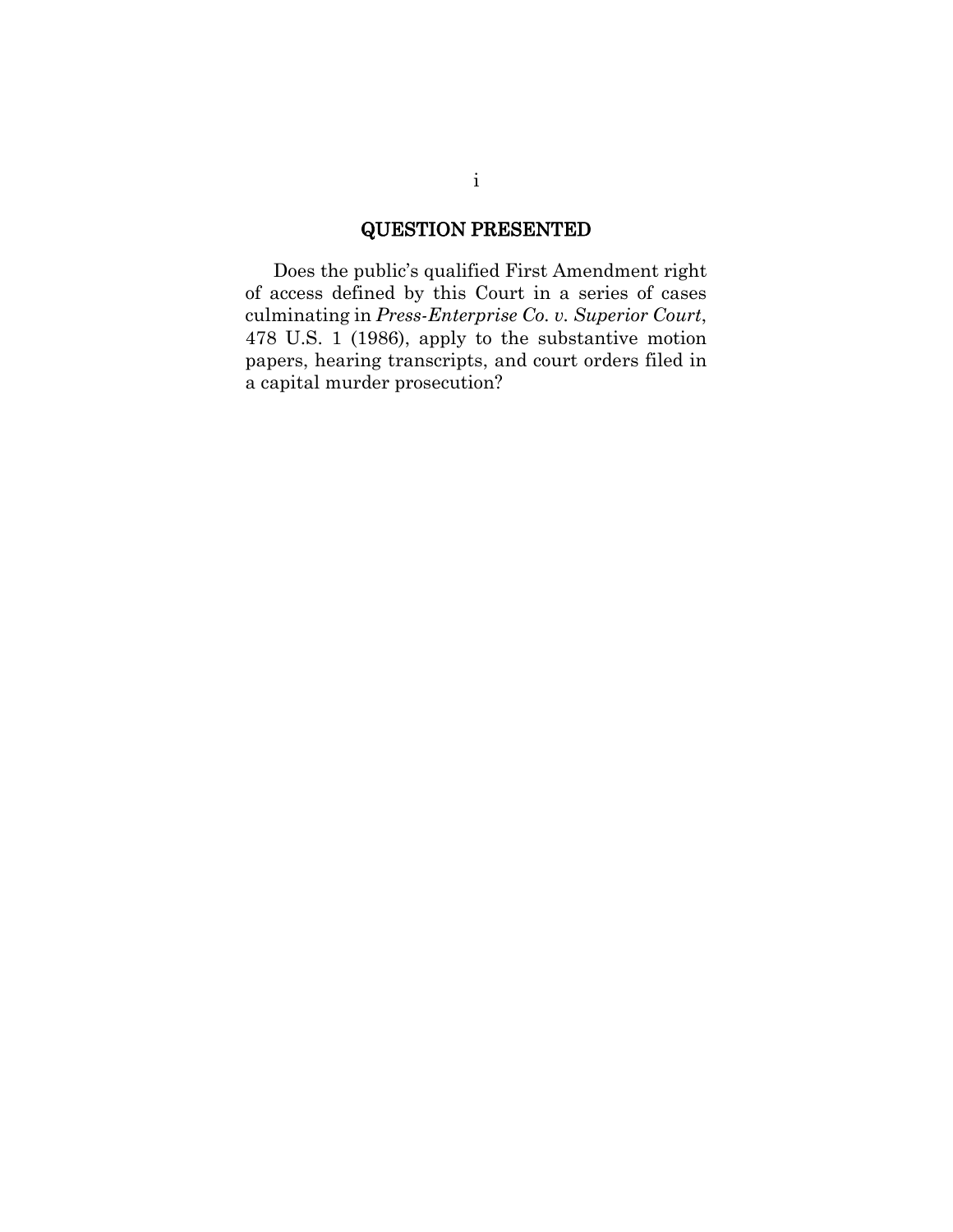## QUESTION PRESENTED

Does the public's qualified First Amendment right of access defined by this Court in a series of cases culminating in *Press-Enterprise Co. v. Superior Court*, 478 U.S. 1 (1986), apply to the substantive motion papers, hearing transcripts, and court orders filed in a capital murder prosecution?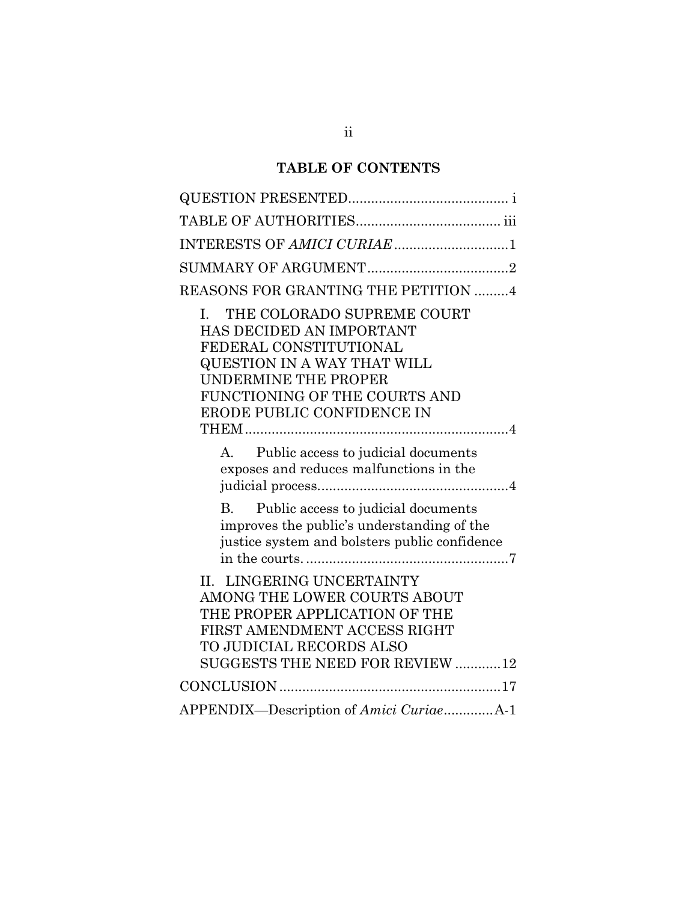## TABLE OF CONTENTS

QUESTION PRESENTED.......................................... i

TABLE OF AUTHORITIES...................................... iii

INTERESTS OF *AMICI CURIAE*..............................1

SUMMARY OF ARGUMENT.....................................2

REASONS FOR GRANTING THE PETITION .........4

I. THE COLORADO SUPREME COURT HAS DECIDED AN IMPORTANT FEDERAL CONSTITUTIONAL QUESTION IN A WAY THAT WILL UNDERMINE THE PROPER FUNCTIONING OF THE COURTS AND ERODE PUBLIC CONFIDENCE IN THEM.....................................................................4

A. Public access to judicial documents exposes and reduces malfunctions in the judicial process..................................................4

B. Public access to judicial documents improves the public's understanding of the justice system and bolsters public confidence in the courts. .....................................................7

II. LINGERING UNCERTAINTY AMONG THE LOWER COURTS ABOUT THE PROPER APPLICATION OF THE FIRST AMENDMENT ACCESS RIGHT TO JUDICIAL RECORDS ALSO SUGGESTS THE NEED FOR REVIEW ............12

CONCLUSION..........................................................17

APPENDIX—Description of *Amici Curiae*.............A-1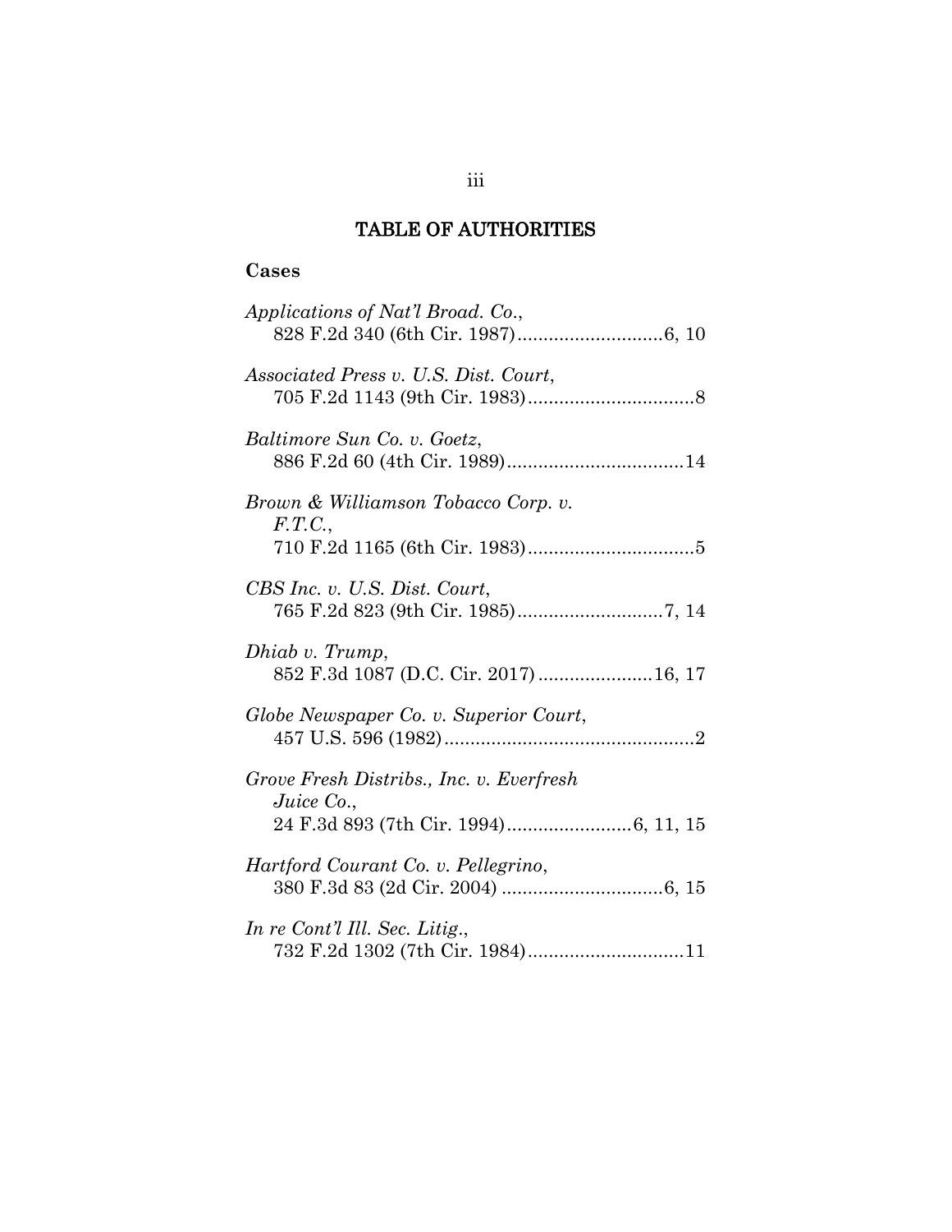# TABLE OF AUTHORITIES

**Cases**

*Applications of Nat'l Broad. Co.*, 828 F.2d 340 (6th Cir. 1987) ............................6, 10

*Associated Press v. U.S. Dist. Court*, 705 F.2d 1143 (9th Cir. 1983) ................................8

*Baltimore Sun Co. v. Goetz*, 886 F.2d 60 (4th Cir. 1989) ..................................14

*Brown & Williamson Tobacco Corp. v. F.T.C.*, 710 F.2d 1165 (6th Cir. 1983) ................................5

*CBS Inc. v. U.S. Dist. Court*, 765 F.2d 823 (9th Cir. 1985) ............................7, 14

*Dhiab v. Trump*, 852 F.3d 1087 (D.C. Cir. 2017) ......................16, 17

*Globe Newspaper Co. v. Superior Court*, 457 U.S. 596 (1982) ................................................2

*Grove Fresh Distribs., Inc. v. Everfresh Juice Co.*, 24 F.3d 893 (7th Cir. 1994) ........................6, 11, 15

*Hartford Courant Co. v. Pellegrino*, 380 F.3d 83 (2d Cir. 2004) ...............................6, 15

*In re Cont'l Ill. Sec. Litig.*, 732 F.2d 1302 (7th Cir. 1984) ..............................11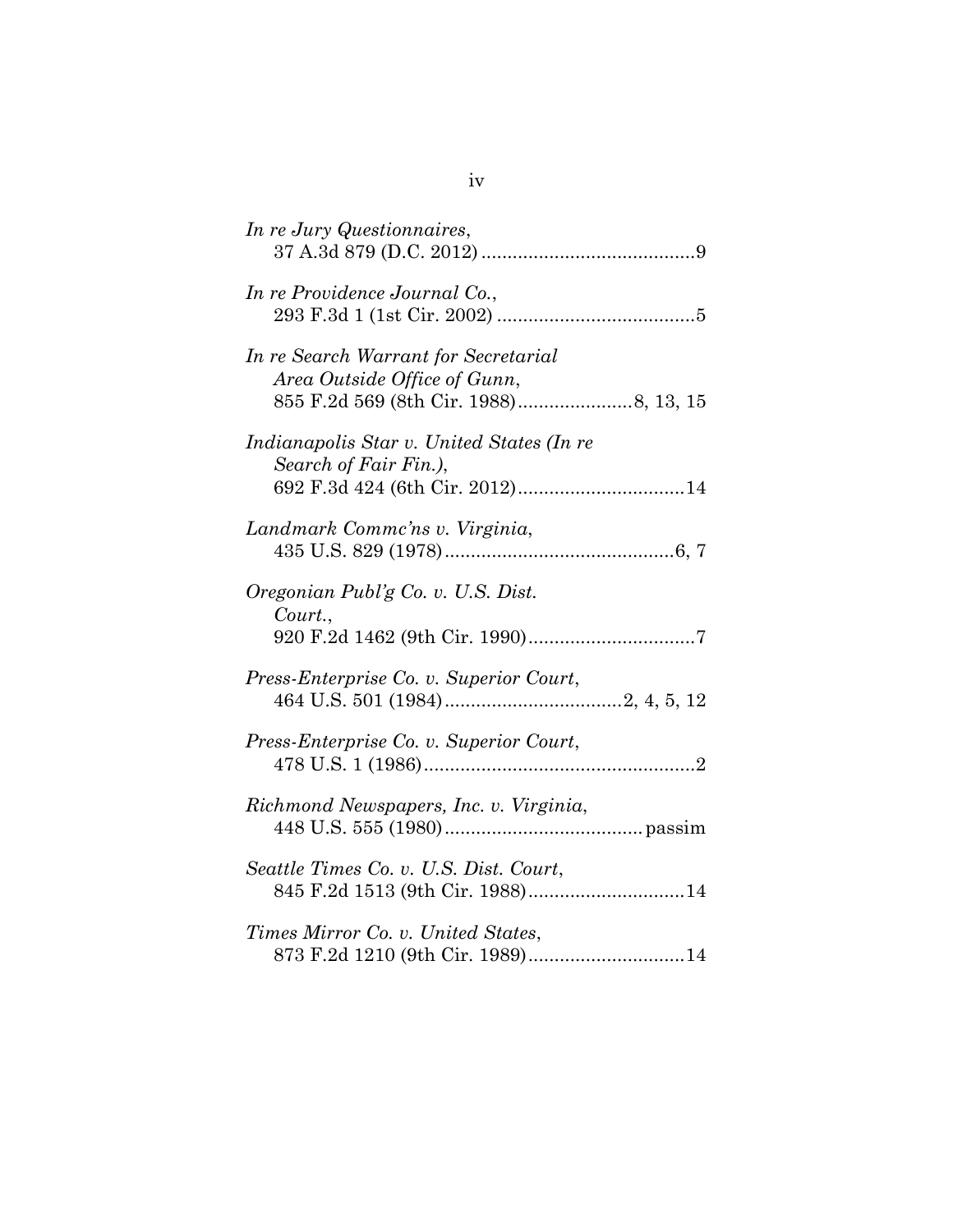*In re Jury Questionnaires*,
37 A.3d 879 (D.C. 2012) .........................................9

*In re Providence Journal Co.*,
293 F.3d 1 (1st Cir. 2002) ......................................5

*In re Search Warrant for Secretarial Area Outside Office of Gunn*,
855 F.2d 569 (8th Cir. 1988)......................8, 13, 15

*Indianapolis Star v. United States (In re Search of Fair Fin.)*,
692 F.3d 424 (6th Cir. 2012)................................14

*Landmark Commc'ns v. Virginia*,
435 U.S. 829 (1978)............................................6, 7

*Oregonian Publ'g Co. v. U.S. Dist. Court.*,
920 F.2d 1462 (9th Cir. 1990)................................7

*Press-Enterprise Co. v. Superior Court*,
464 U.S. 501 (1984)..................................2, 4, 5, 12

*Press-Enterprise Co. v. Superior Court*,
478 U.S. 1 (1986)....................................................2

*Richmond Newspapers, Inc. v. Virginia*,
448 U.S. 555 (1980)......................................passim

*Seattle Times Co. v. U.S. Dist. Court*,
845 F.2d 1513 (9th Cir. 1988)..............................14

*Times Mirror Co. v. United States*,
873 F.2d 1210 (9th Cir. 1989)..............................14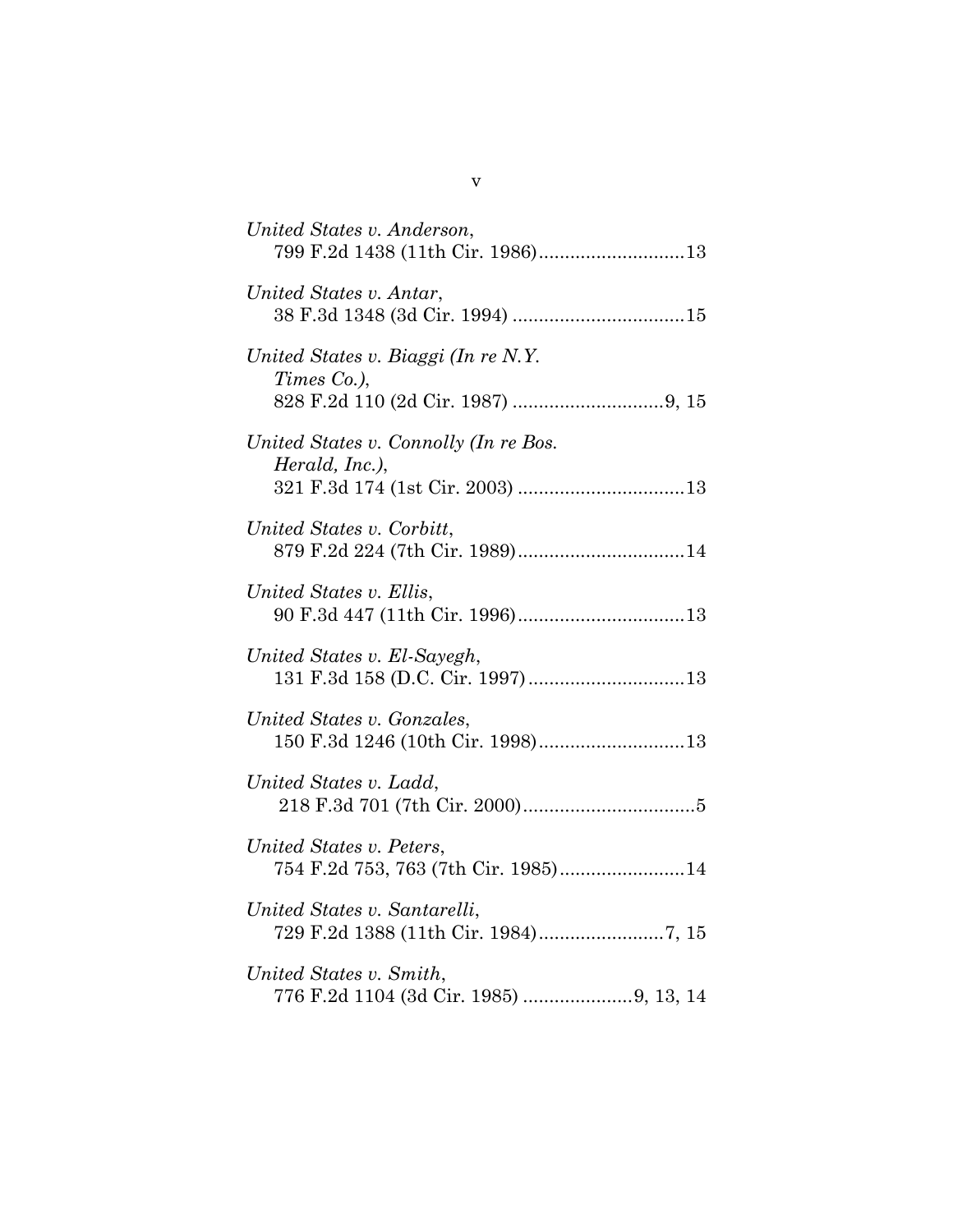*United States v. Anderson*,
799 F.2d 1438 (11th Cir. 1986)............................13

*United States v. Antar*,
38 F.3d 1348 (3d Cir. 1994) .................................15

*United States v. Biaggi (In re N.Y. Times Co.)*,
828 F.2d 110 (2d Cir. 1987) .............................9, 15

*United States v. Connolly (In re Bos. Herald, Inc.)*,
321 F.3d 174 (1st Cir. 2003) ................................13

*United States v. Corbitt*,
879 F.2d 224 (7th Cir. 1989)................................14

*United States v. Ellis*,
90 F.3d 447 (11th Cir. 1996)................................13

*United States v. El-Sayegh*,
131 F.3d 158 (D.C. Cir. 1997)..............................13

*United States v. Gonzales*,
150 F.3d 1246 (10th Cir. 1998)............................13

*United States v. Ladd*,
218 F.3d 701 (7th Cir. 2000).................................5

*United States v. Peters*,
754 F.2d 753, 763 (7th Cir. 1985)........................14

*United States v. Santarelli*,
729 F.2d 1388 (11th Cir. 1984)........................7, 15

*United States v. Smith*,
776 F.2d 1104 (3d Cir. 1985) .....................9, 13, 14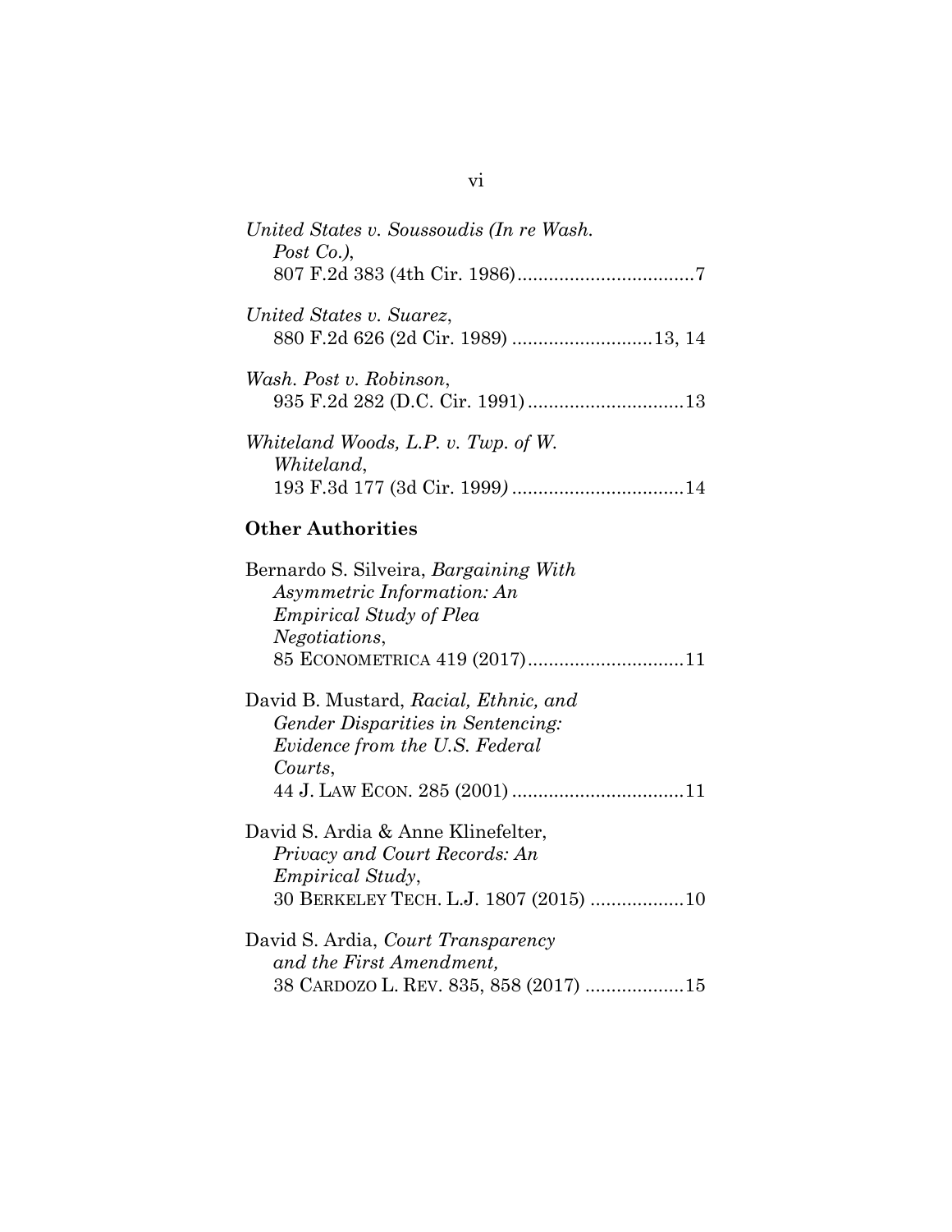*United States v. Soussoudis (In re Wash. Post Co.)*,
807 F.2d 383 (4th Cir. 1986) ..................................7

*United States v. Suarez*,
880 F.2d 626 (2d Cir. 1989) ...........................13, 14

*Wash. Post v. Robinson*,
935 F.2d 282 (D.C. Cir. 1991) ..............................13

*Whiteland Woods, L.P. v. Twp. of W. Whiteland*,
193 F.3d 177 (3d Cir. 1999) .................................14

**Other Authorities**

Bernardo S. Silveira, *Bargaining With Asymmetric Information: An Empirical Study of Plea Negotiations*,
85 ECONOMETRICA 419 (2017) ..............................11

David B. Mustard, *Racial, Ethnic, and Gender Disparities in Sentencing: Evidence from the U.S. Federal Courts*,
44 J. LAW ECON. 285 (2001) .................................11

David S. Ardia & Anne Klinefelter, *Privacy and Court Records: An Empirical Study*,
30 BERKELEY TECH. L.J. 1807 (2015) ..................10

David S. Ardia, *Court Transparency and the First Amendment,*
38 CARDOZO L. REV. 835, 858 (2017) ...................15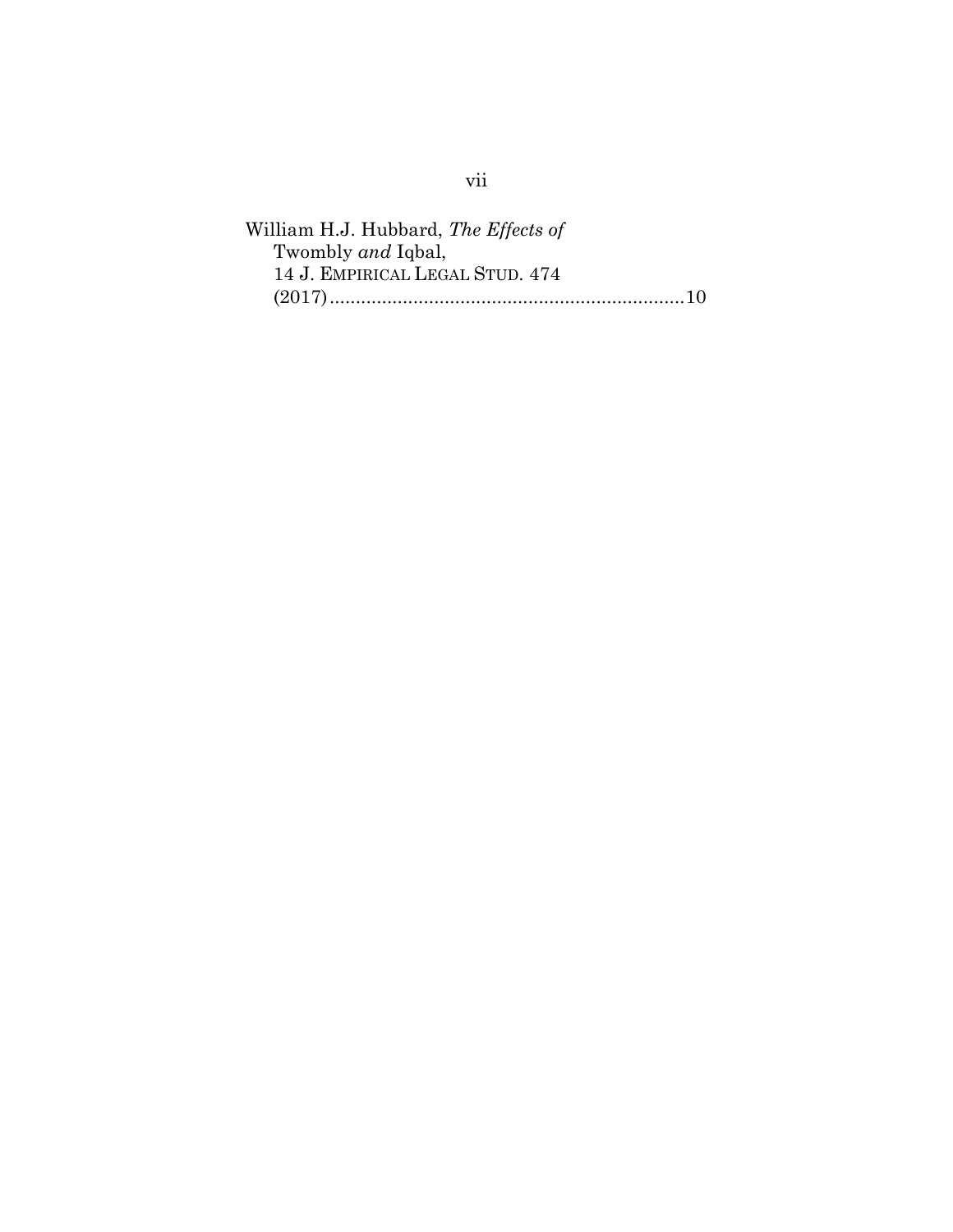William H.J. Hubbard, *The Effects of* Twombly *and* Iqbal, 14 J. EMPIRICAL LEGAL STUD. 474 (2017) .......................................................................10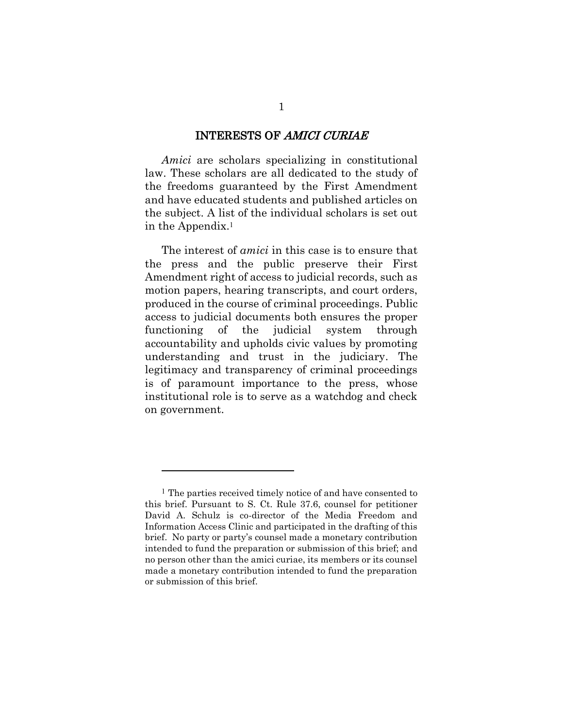## INTERESTS OF *AMICI CURIAE*

*Amici* are scholars specializing in constitutional law. These scholars are all dedicated to the study of the freedoms guaranteed by the First Amendment and have educated students and published articles on the subject. A list of the individual scholars is set out in the Appendix.[1]

The interest of *amici* in this case is to ensure that the press and the public preserve their First Amendment right of access to judicial records, such as motion papers, hearing transcripts, and court orders, produced in the course of criminal proceedings. Public access to judicial documents both ensures the proper functioning of the judicial system through accountability and upholds civic values by promoting understanding and trust in the judiciary. The legitimacy and transparency of criminal proceedings is of paramount importance to the press, whose institutional role is to serve as a watchdog and check on government.

---

[1] The parties received timely notice of and have consented to this brief. Pursuant to S. Ct. Rule 37.6, counsel for petitioner David A. Schulz is co-director of the Media Freedom and Information Access Clinic and participated in the drafting of this brief. No party or party's counsel made a monetary contribution intended to fund the preparation or submission of this brief; and no person other than the amici curiae, its members or its counsel made a monetary contribution intended to fund the preparation or submission of this brief.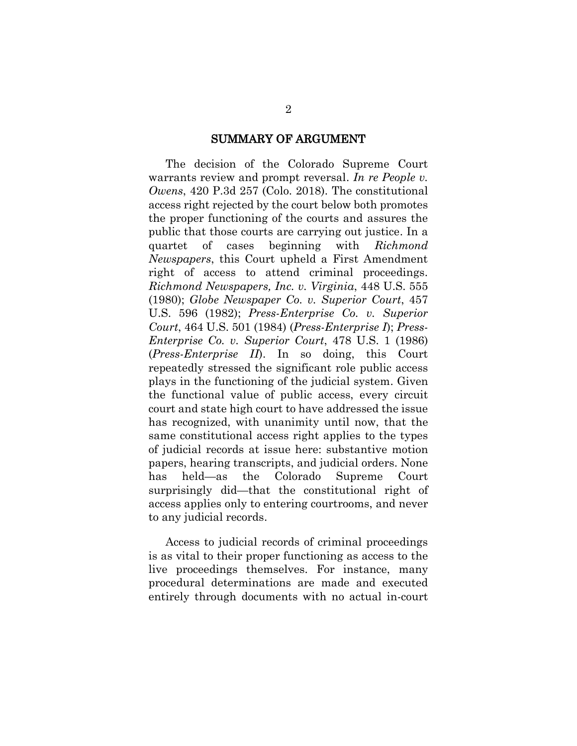## SUMMARY OF ARGUMENT

The decision of the Colorado Supreme Court warrants review and prompt reversal. *In re People v. Owens*, 420 P.3d 257 (Colo. 2018). The constitutional access right rejected by the court below both promotes the proper functioning of the courts and assures the public that those courts are carrying out justice. In a quartet of cases beginning with *Richmond Newspapers*, this Court upheld a First Amendment right of access to attend criminal proceedings. *Richmond Newspapers, Inc. v. Virginia*, 448 U.S. 555 (1980); *Globe Newspaper Co. v. Superior Court*, 457 U.S. 596 (1982); *Press-Enterprise Co. v. Superior Court*, 464 U.S. 501 (1984) (*Press-Enterprise I*); *Press-Enterprise Co. v. Superior Court*, 478 U.S. 1 (1986) (*Press-Enterprise II*). In so doing, this Court repeatedly stressed the significant role public access plays in the functioning of the judicial system. Given the functional value of public access, every circuit court and state high court to have addressed the issue has recognized, with unanimity until now, that the same constitutional access right applies to the types of judicial records at issue here: substantive motion papers, hearing transcripts, and judicial orders. None has held—as the Colorado Supreme Court surprisingly did—that the constitutional right of access applies only to entering courtrooms, and never to any judicial records.

Access to judicial records of criminal proceedings is as vital to their proper functioning as access to the live proceedings themselves. For instance, many procedural determinations are made and executed entirely through documents with no actual in-court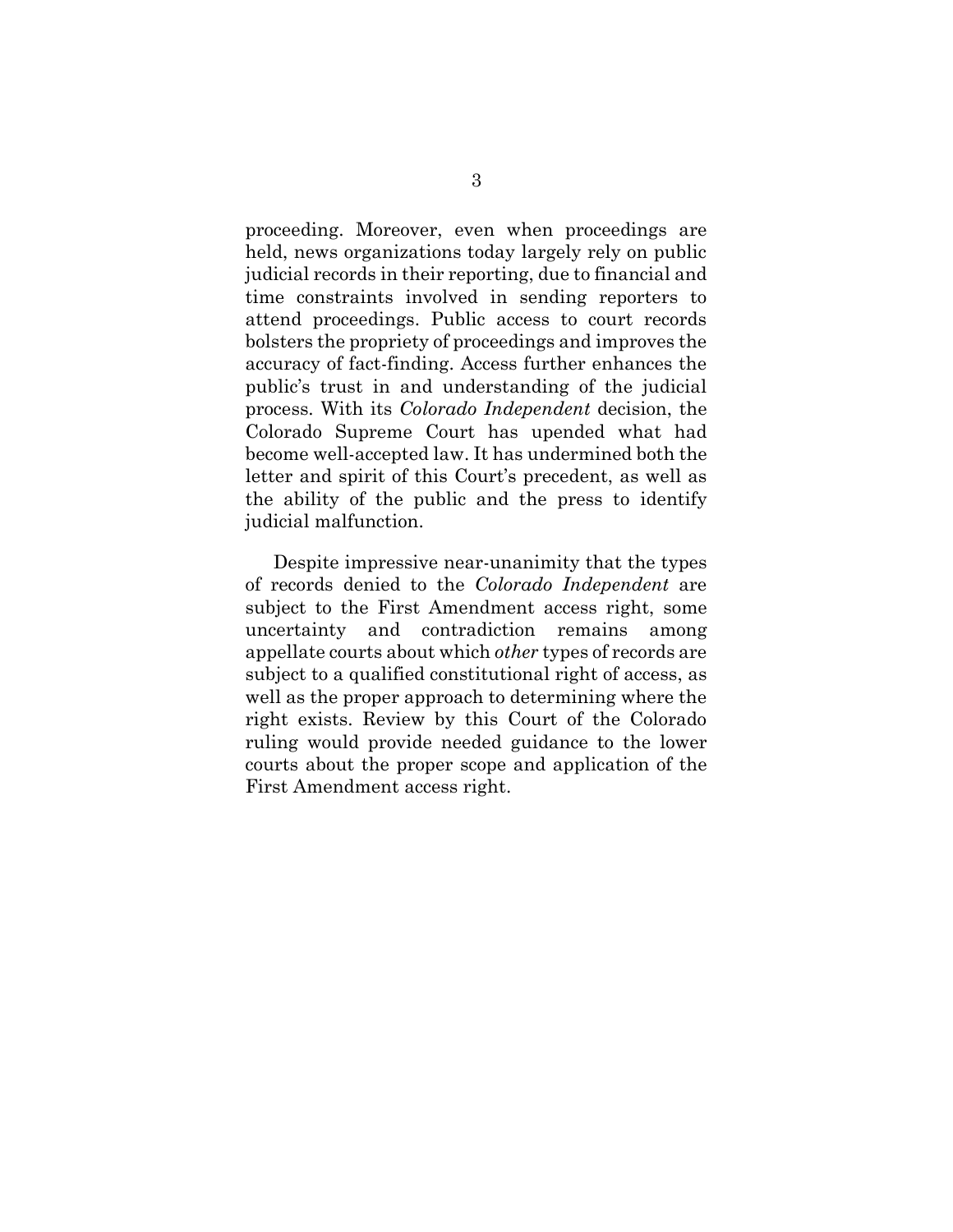proceeding. Moreover, even when proceedings are held, news organizations today largely rely on public judicial records in their reporting, due to financial and time constraints involved in sending reporters to attend proceedings. Public access to court records bolsters the propriety of proceedings and improves the accuracy of fact-finding. Access further enhances the public's trust in and understanding of the judicial process. With its *Colorado Independent* decision, the Colorado Supreme Court has upended what had become well-accepted law. It has undermined both the letter and spirit of this Court's precedent, as well as the ability of the public and the press to identify judicial malfunction.

Despite impressive near-unanimity that the types of records denied to the *Colorado Independent* are subject to the First Amendment access right, some uncertainty and contradiction remains among appellate courts about which *other* types of records are subject to a qualified constitutional right of access, as well as the proper approach to determining where the right exists. Review by this Court of the Colorado ruling would provide needed guidance to the lower courts about the proper scope and application of the First Amendment access right.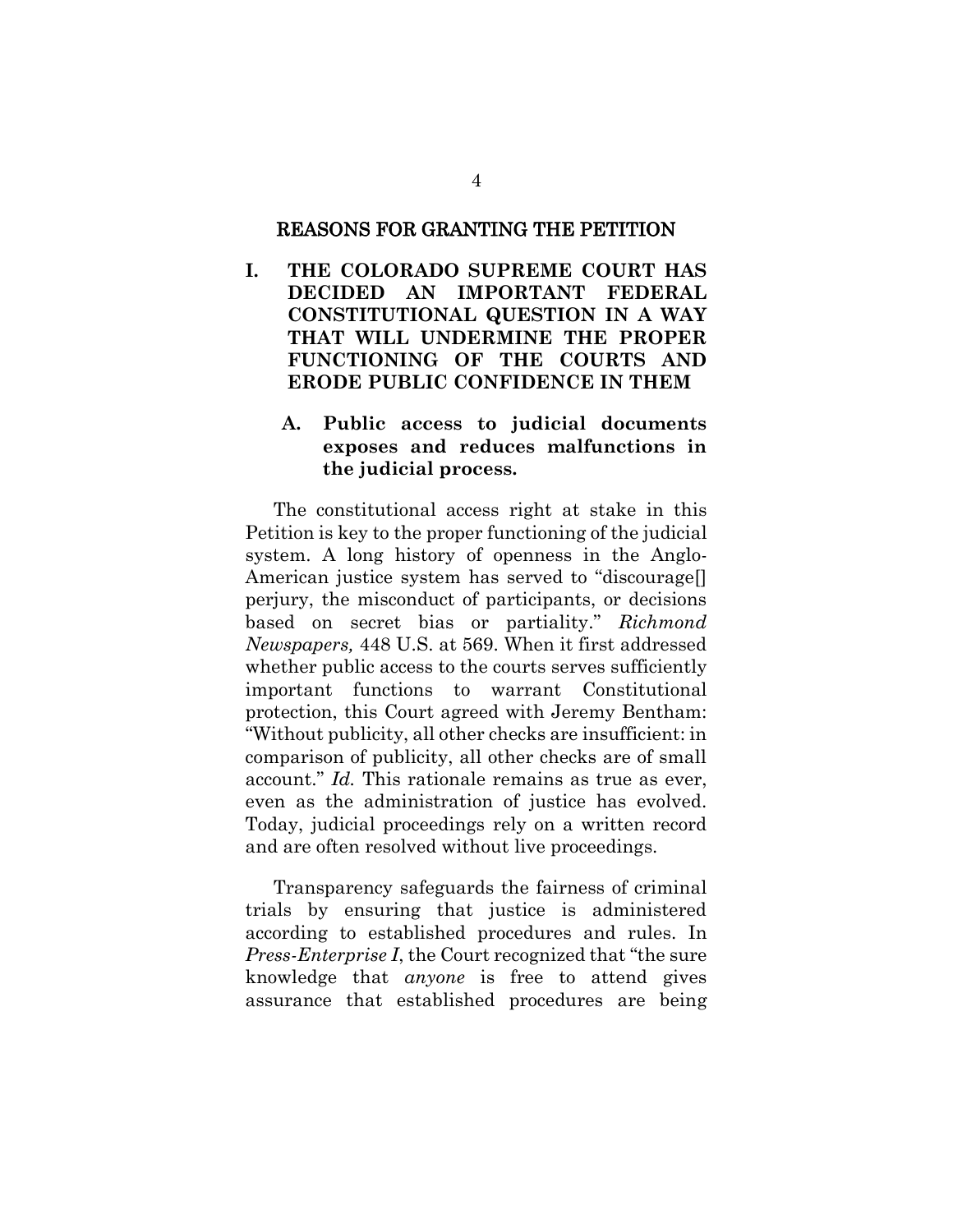## REASONS FOR GRANTING THE PETITION

### I. THE COLORADO SUPREME COURT HAS DECIDED AN IMPORTANT FEDERAL CONSTITUTIONAL QUESTION IN A WAY THAT WILL UNDERMINE THE PROPER FUNCTIONING OF THE COURTS AND ERODE PUBLIC CONFIDENCE IN THEM

#### A. Public access to judicial documents exposes and reduces malfunctions in the judicial process.

The constitutional access right at stake in this Petition is key to the proper functioning of the judicial system. A long history of openness in the Anglo-American justice system has served to "discourage[] perjury, the misconduct of participants, or decisions based on secret bias or partiality." *Richmond Newspapers,* 448 U.S. at 569. When it first addressed whether public access to the courts serves sufficiently important functions to warrant Constitutional protection, this Court agreed with Jeremy Bentham: "Without publicity, all other checks are insufficient: in comparison of publicity, all other checks are of small account." *Id.* This rationale remains as true as ever, even as the administration of justice has evolved. Today, judicial proceedings rely on a written record and are often resolved without live proceedings.

Transparency safeguards the fairness of criminal trials by ensuring that justice is administered according to established procedures and rules. In *Press-Enterprise I*, the Court recognized that "the sure knowledge that *anyone* is free to attend gives assurance that established procedures are being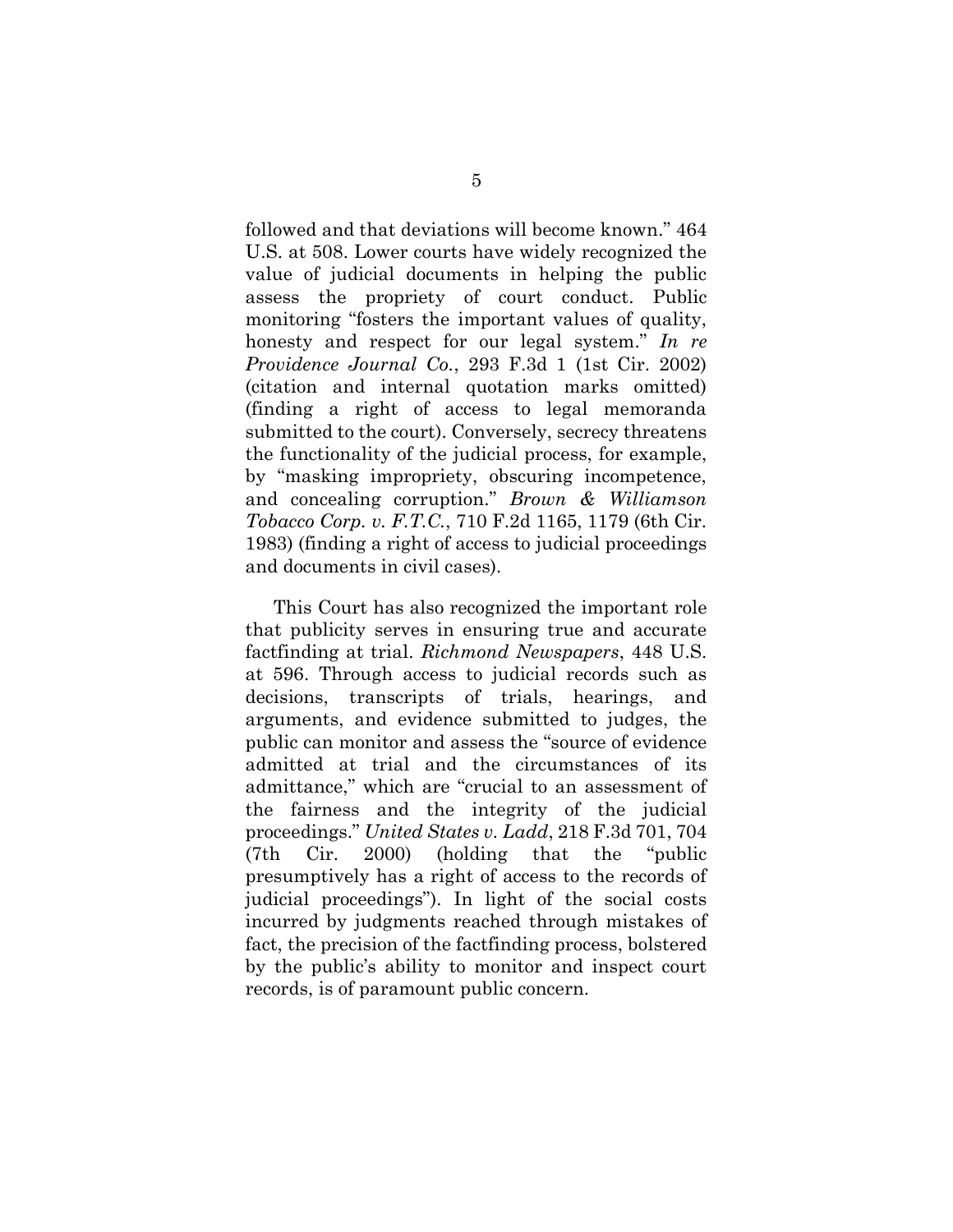followed and that deviations will become known." 464 U.S. at 508. Lower courts have widely recognized the value of judicial documents in helping the public assess the propriety of court conduct. Public monitoring "fosters the important values of quality, honesty and respect for our legal system." *In re Providence Journal Co.*, 293 F.3d 1 (1st Cir. 2002) (citation and internal quotation marks omitted) (finding a right of access to legal memoranda submitted to the court). Conversely, secrecy threatens the functionality of the judicial process, for example, by "masking impropriety, obscuring incompetence, and concealing corruption." *Brown & Williamson Tobacco Corp. v. F.T.C.*, 710 F.2d 1165, 1179 (6th Cir. 1983) (finding a right of access to judicial proceedings and documents in civil cases).

This Court has also recognized the important role that publicity serves in ensuring true and accurate factfinding at trial. *Richmond Newspapers*, 448 U.S. at 596. Through access to judicial records such as decisions, transcripts of trials, hearings, and arguments, and evidence submitted to judges, the public can monitor and assess the "source of evidence admitted at trial and the circumstances of its admittance," which are "crucial to an assessment of the fairness and the integrity of the judicial proceedings." *United States v. Ladd*, 218 F.3d 701, 704 (7th Cir. 2000) (holding that the "public presumptively has a right of access to the records of judicial proceedings"). In light of the social costs incurred by judgments reached through mistakes of fact, the precision of the factfinding process, bolstered by the public's ability to monitor and inspect court records, is of paramount public concern.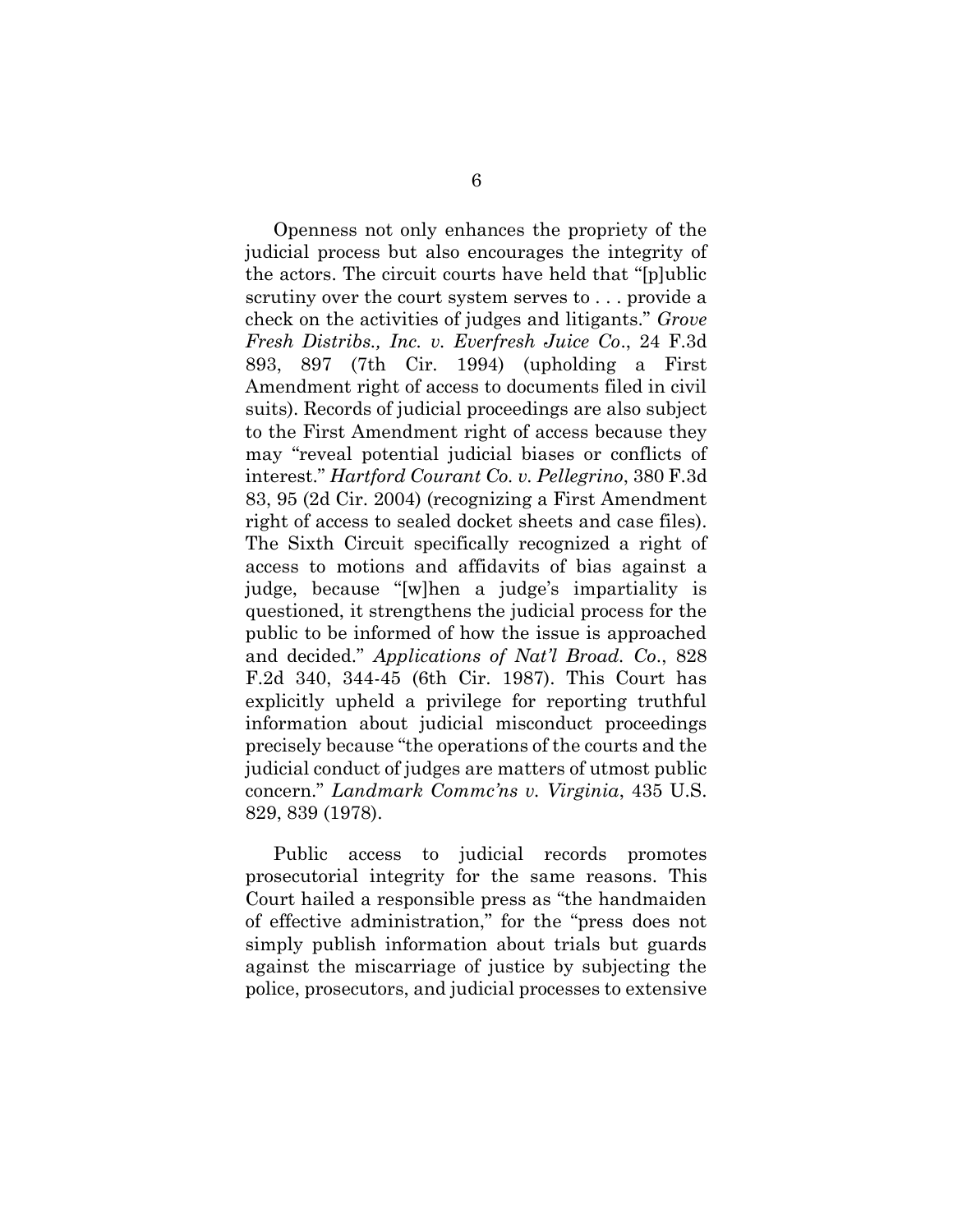Openness not only enhances the propriety of the judicial process but also encourages the integrity of the actors. The circuit courts have held that "[p]ublic scrutiny over the court system serves to . . . provide a check on the activities of judges and litigants." *Grove Fresh Distribs., Inc. v. Everfresh Juice Co*., 24 F.3d 893, 897 (7th Cir. 1994) (upholding a First Amendment right of access to documents filed in civil suits). Records of judicial proceedings are also subject to the First Amendment right of access because they may "reveal potential judicial biases or conflicts of interest." *Hartford Courant Co. v. Pellegrino*, 380 F.3d 83, 95 (2d Cir. 2004) (recognizing a First Amendment right of access to sealed docket sheets and case files). The Sixth Circuit specifically recognized a right of access to motions and affidavits of bias against a judge, because "[w]hen a judge's impartiality is questioned, it strengthens the judicial process for the public to be informed of how the issue is approached and decided." *Applications of Nat'l Broad. Co*., 828 F.2d 340, 344-45 (6th Cir. 1987). This Court has explicitly upheld a privilege for reporting truthful information about judicial misconduct proceedings precisely because "the operations of the courts and the judicial conduct of judges are matters of utmost public concern." *Landmark Commc'ns v. Virginia*, 435 U.S. 829, 839 (1978).

Public access to judicial records promotes prosecutorial integrity for the same reasons. This Court hailed a responsible press as "the handmaiden of effective administration," for the "press does not simply publish information about trials but guards against the miscarriage of justice by subjecting the police, prosecutors, and judicial processes to extensive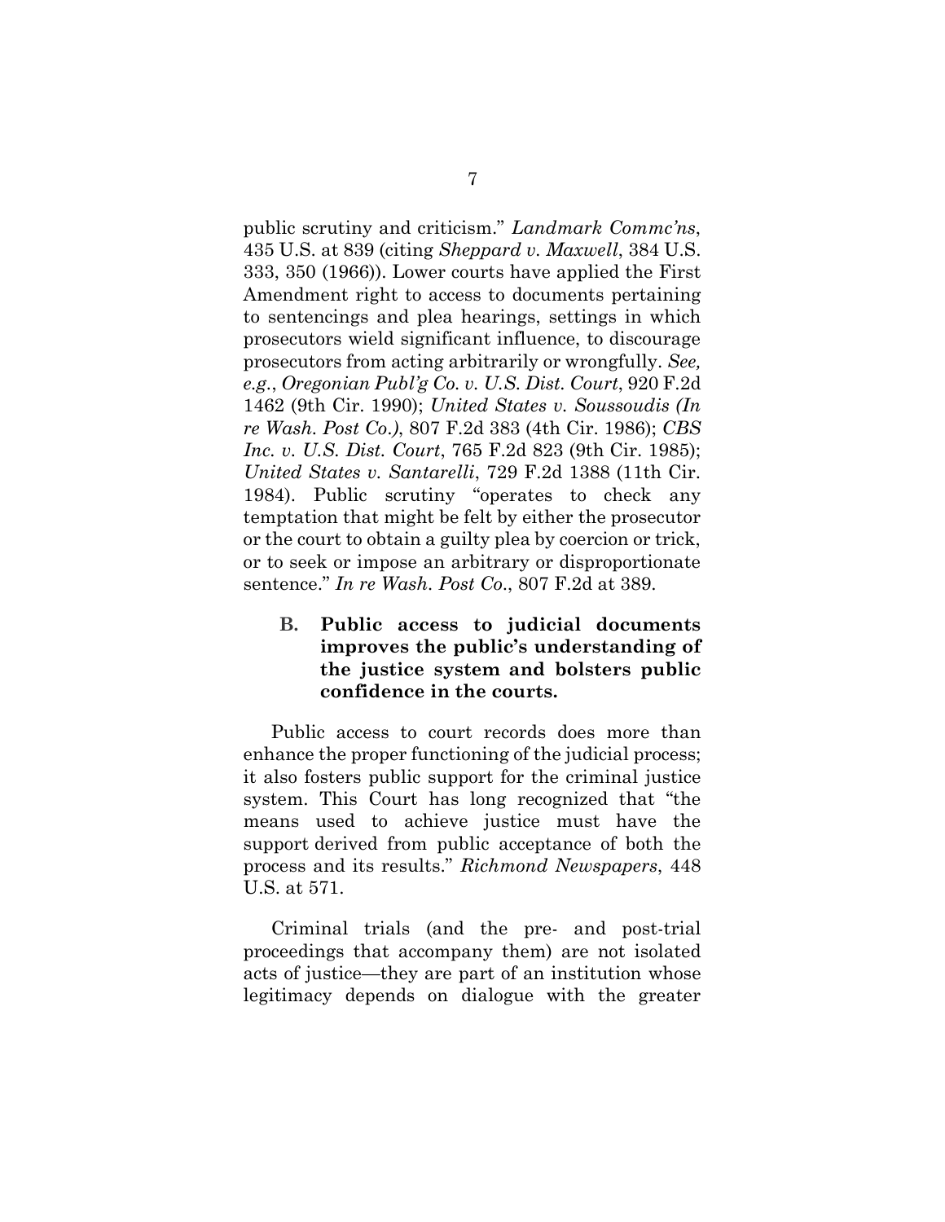public scrutiny and criticism." *Landmark Commc'ns*, 435 U.S. at 839 (citing *Sheppard v. Maxwell*, 384 U.S. 333, 350 (1966)). Lower courts have applied the First Amendment right to access to documents pertaining to sentencings and plea hearings, settings in which prosecutors wield significant influence, to discourage prosecutors from acting arbitrarily or wrongfully. *See, e.g.*, *Oregonian Publ'g Co. v. U.S. Dist. Court*, 920 F.2d 1462 (9th Cir. 1990); *United States v. Soussoudis (In re Wash. Post Co.)*, 807 F.2d 383 (4th Cir. 1986); *CBS Inc. v. U.S. Dist. Court*, 765 F.2d 823 (9th Cir. 1985); *United States v. Santarelli*, 729 F.2d 1388 (11th Cir. 1984). Public scrutiny "operates to check any temptation that might be felt by either the prosecutor or the court to obtain a guilty plea by coercion or trick, or to seek or impose an arbitrary or disproportionate sentence." *In re Wash. Post Co.*, 807 F.2d at 389.

### B. Public access to judicial documents improves the public's understanding of the justice system and bolsters public confidence in the courts.

Public access to court records does more than enhance the proper functioning of the judicial process; it also fosters public support for the criminal justice system. This Court has long recognized that "the means used to achieve justice must have the support derived from public acceptance of both the process and its results." *Richmond Newspapers*, 448 U.S. at 571.

Criminal trials (and the pre- and post-trial proceedings that accompany them) are not isolated acts of justice—they are part of an institution whose legitimacy depends on dialogue with the greater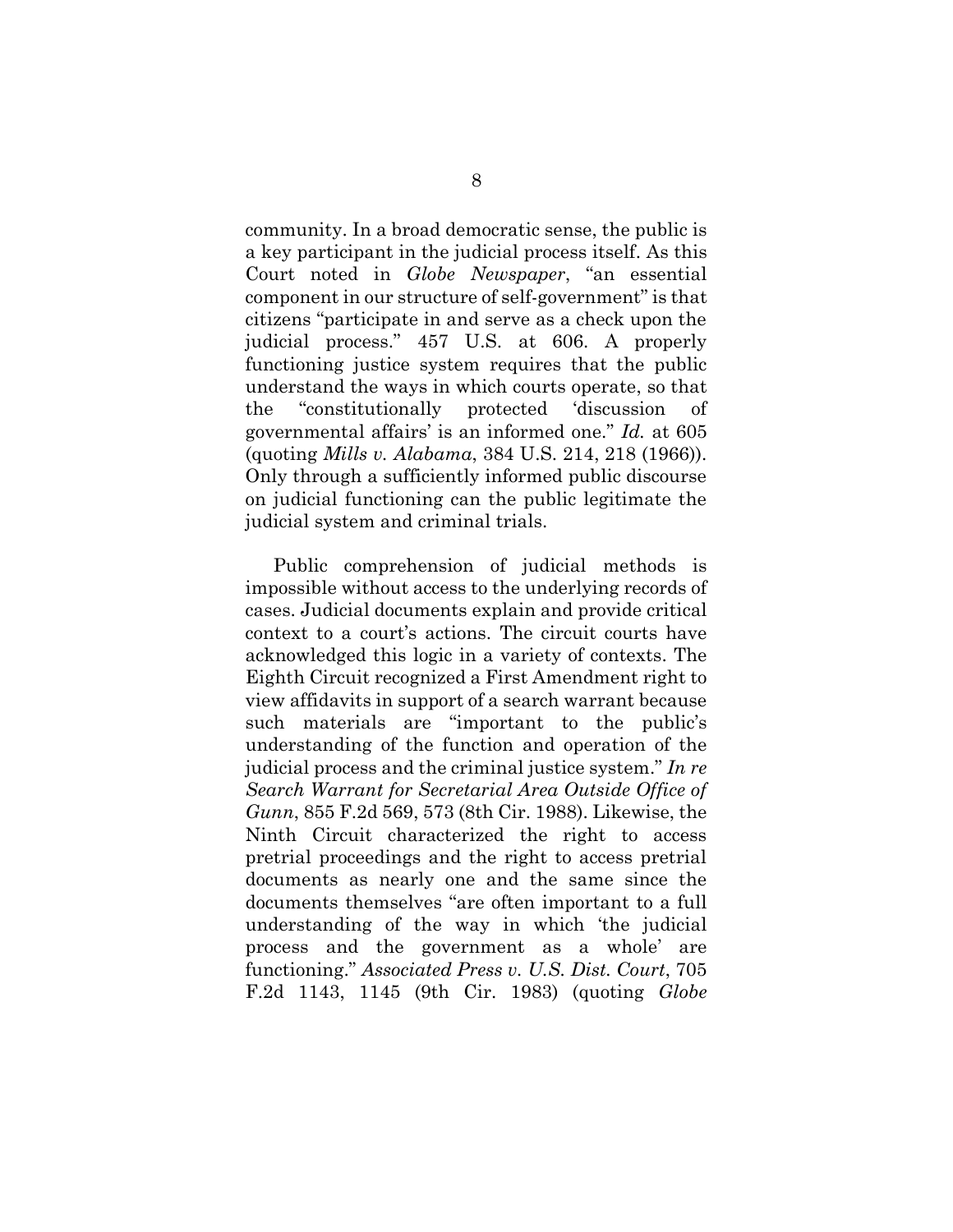community. In a broad democratic sense, the public is a key participant in the judicial process itself. As this Court noted in *Globe Newspaper*, "an essential component in our structure of self-government" is that citizens "participate in and serve as a check upon the judicial process." 457 U.S. at 606. A properly functioning justice system requires that the public understand the ways in which courts operate, so that the "constitutionally protected 'discussion of governmental affairs' is an informed one." *Id.* at 605 (quoting *Mills v. Alabama*, 384 U.S. 214, 218 (1966)). Only through a sufficiently informed public discourse on judicial functioning can the public legitimate the judicial system and criminal trials.

Public comprehension of judicial methods is impossible without access to the underlying records of cases. Judicial documents explain and provide critical context to a court's actions. The circuit courts have acknowledged this logic in a variety of contexts. The Eighth Circuit recognized a First Amendment right to view affidavits in support of a search warrant because such materials are "important to the public's understanding of the function and operation of the judicial process and the criminal justice system." *In re Search Warrant for Secretarial Area Outside Office of Gunn*, 855 F.2d 569, 573 (8th Cir. 1988). Likewise, the Ninth Circuit characterized the right to access pretrial proceedings and the right to access pretrial documents as nearly one and the same since the documents themselves "are often important to a full understanding of the way in which 'the judicial process and the government as a whole' are functioning." *Associated Press v. U.S. Dist. Court*, 705 F.2d 1143, 1145 (9th Cir. 1983) (quoting *Globe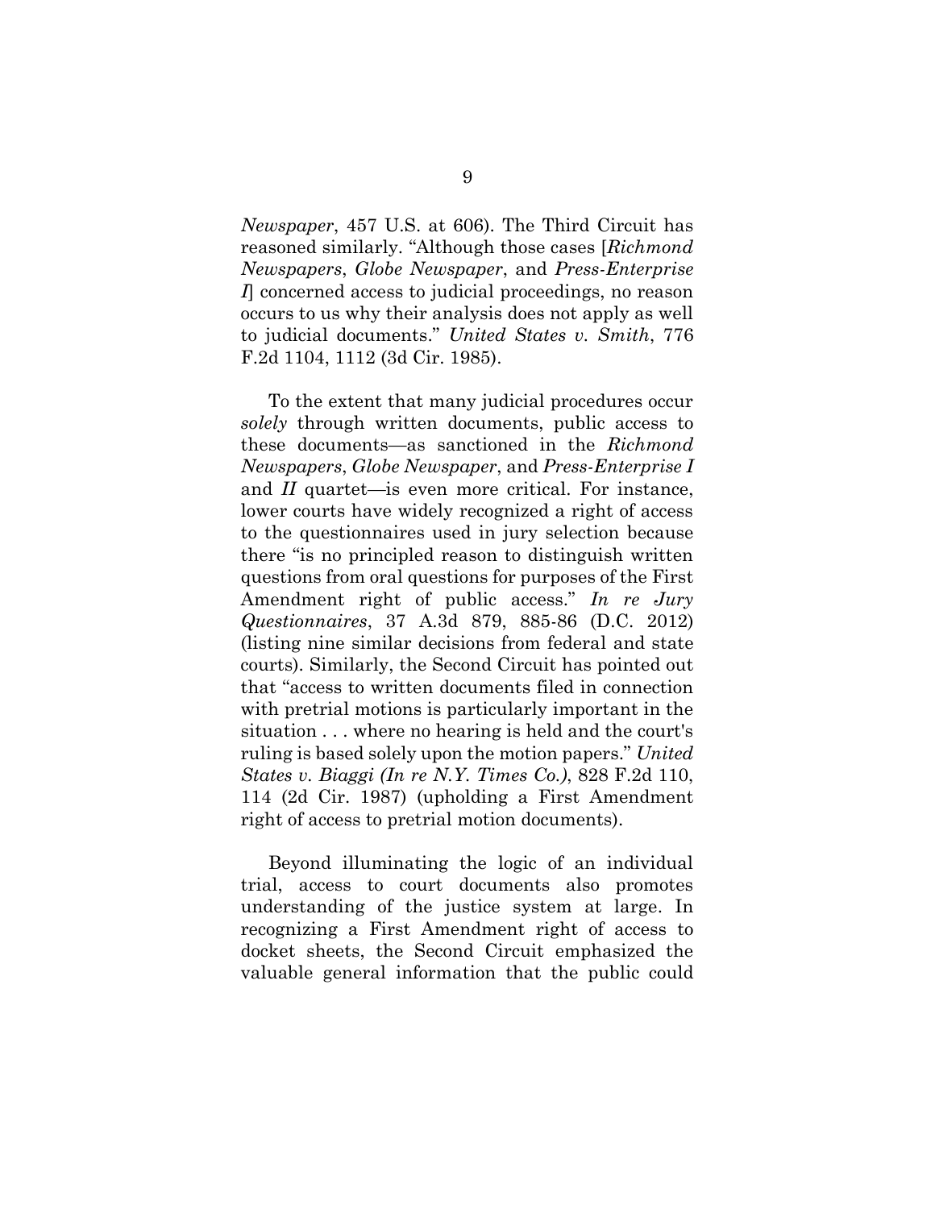*Newspaper*, 457 U.S. at 606). The Third Circuit has reasoned similarly. "Although those cases [*Richmond Newspapers*, *Globe Newspaper*, and *Press-Enterprise I*] concerned access to judicial proceedings, no reason occurs to us why their analysis does not apply as well to judicial documents." *United States v. Smith*, 776 F.2d 1104, 1112 (3d Cir. 1985).

To the extent that many judicial procedures occur *solely* through written documents, public access to these documents—as sanctioned in the *Richmond Newspapers*, *Globe Newspaper*, and *Press-Enterprise I* and *II* quartet—is even more critical. For instance, lower courts have widely recognized a right of access to the questionnaires used in jury selection because there "is no principled reason to distinguish written questions from oral questions for purposes of the First Amendment right of public access." *In re Jury Questionnaires*, 37 A.3d 879, 885-86 (D.C. 2012) (listing nine similar decisions from federal and state courts). Similarly, the Second Circuit has pointed out that "access to written documents filed in connection with pretrial motions is particularly important in the situation . . . where no hearing is held and the court's ruling is based solely upon the motion papers." *United States v. Biaggi (In re N.Y. Times Co.)*, 828 F.2d 110, 114 (2d Cir. 1987) (upholding a First Amendment right of access to pretrial motion documents).

Beyond illuminating the logic of an individual trial, access to court documents also promotes understanding of the justice system at large. In recognizing a First Amendment right of access to docket sheets, the Second Circuit emphasized the valuable general information that the public could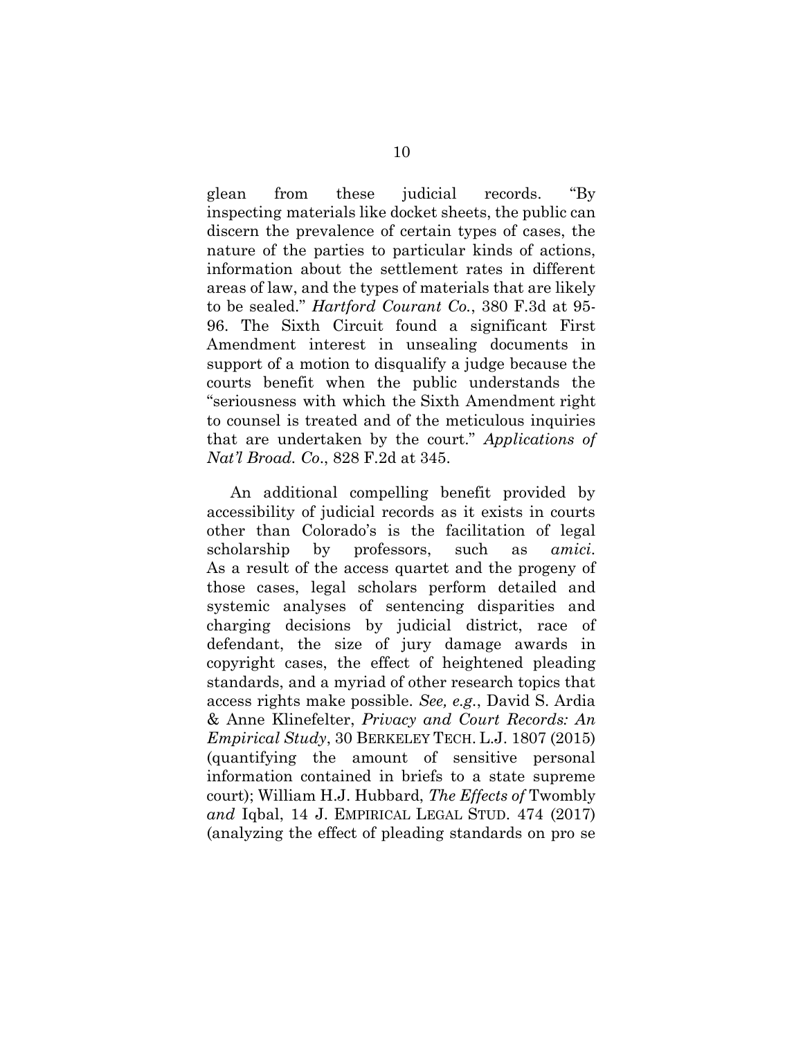glean from these judicial records. "By inspecting materials like docket sheets, the public can discern the prevalence of certain types of cases, the nature of the parties to particular kinds of actions, information about the settlement rates in different areas of law, and the types of materials that are likely to be sealed." *Hartford Courant Co.*, 380 F.3d at 95-96. The Sixth Circuit found a significant First Amendment interest in unsealing documents in support of a motion to disqualify a judge because the courts benefit when the public understands the "seriousness with which the Sixth Amendment right to counsel is treated and of the meticulous inquiries that are undertaken by the court." *Applications of Nat'l Broad. Co*., 828 F.2d at 345.

An additional compelling benefit provided by accessibility of judicial records as it exists in courts other than Colorado's is the facilitation of legal scholarship by professors, such as *amici*. As a result of the access quartet and the progeny of those cases, legal scholars perform detailed and systemic analyses of sentencing disparities and charging decisions by judicial district, race of defendant, the size of jury damage awards in copyright cases, the effect of heightened pleading standards, and a myriad of other research topics that access rights make possible. *See, e.g.*, David S. Ardia & Anne Klinefelter, *Privacy and Court Records: An Empirical Study*, 30 BERKELEY TECH. L.J. 1807 (2015) (quantifying the amount of sensitive personal information contained in briefs to a state supreme court); William H.J. Hubbard, *The Effects of* Twombly *and* Iqbal, 14 J. EMPIRICAL LEGAL STUD. 474 (2017) (analyzing the effect of pleading standards on pro se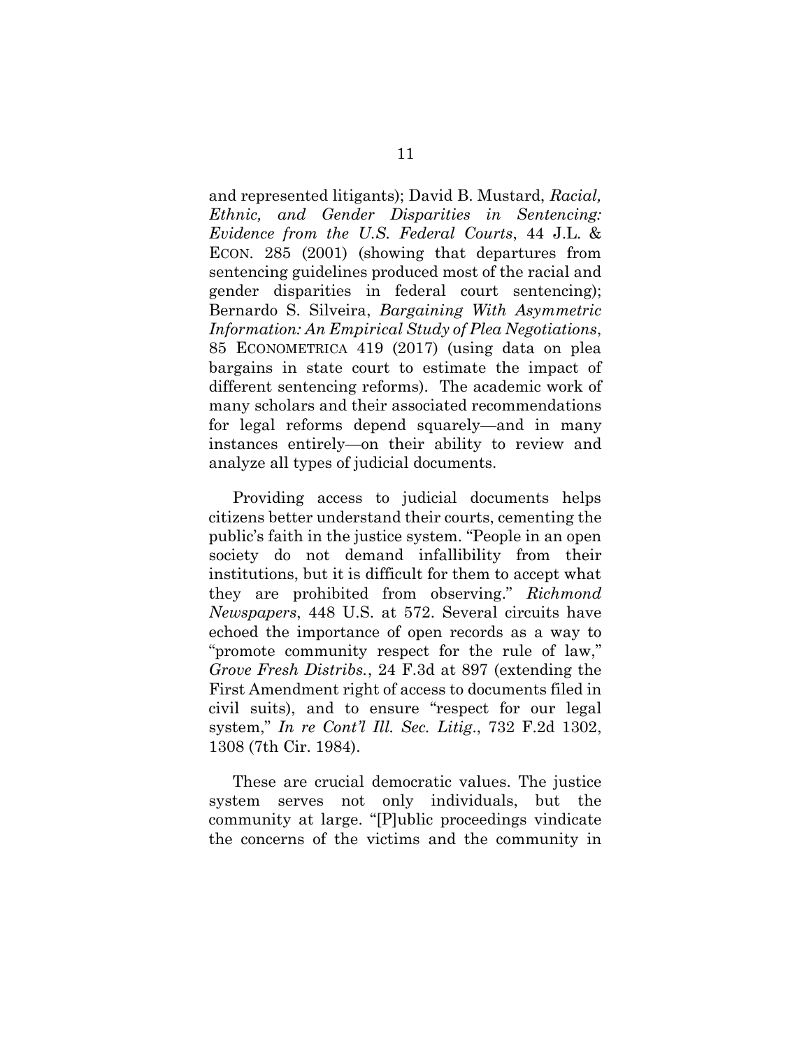and represented litigants); David B. Mustard, *Racial, Ethnic, and Gender Disparities in Sentencing: Evidence from the U.S. Federal Courts*, 44 J.L. & ECON. 285 (2001) (showing that departures from sentencing guidelines produced most of the racial and gender disparities in federal court sentencing); Bernardo S. Silveira, *Bargaining With Asymmetric Information: An Empirical Study of Plea Negotiations*, 85 ECONOMETRICA 419 (2017) (using data on plea bargains in state court to estimate the impact of different sentencing reforms). The academic work of many scholars and their associated recommendations for legal reforms depend squarely—and in many instances entirely—on their ability to review and analyze all types of judicial documents.

Providing access to judicial documents helps citizens better understand their courts, cementing the public's faith in the justice system. "People in an open society do not demand infallibility from their institutions, but it is difficult for them to accept what they are prohibited from observing." *Richmond Newspapers*, 448 U.S. at 572. Several circuits have echoed the importance of open records as a way to "promote community respect for the rule of law," *Grove Fresh Distribs.*, 24 F.3d at 897 (extending the First Amendment right of access to documents filed in civil suits), and to ensure "respect for our legal system," *In re Cont'l Ill. Sec. Litig.*, 732 F.2d 1302, 1308 (7th Cir. 1984).

These are crucial democratic values. The justice system serves not only individuals, but the community at large. "[P]ublic proceedings vindicate the concerns of the victims and the community in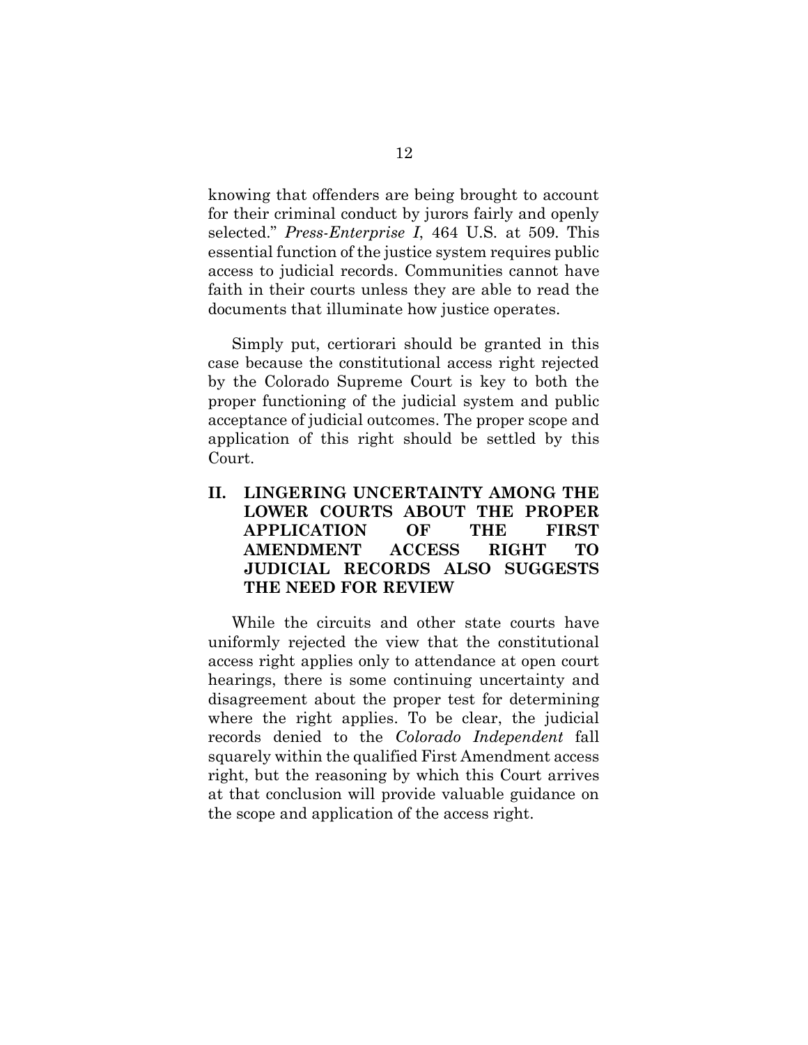knowing that offenders are being brought to account for their criminal conduct by jurors fairly and openly selected." *Press-Enterprise I*, 464 U.S. at 509. This essential function of the justice system requires public access to judicial records. Communities cannot have faith in their courts unless they are able to read the documents that illuminate how justice operates.

Simply put, certiorari should be granted in this case because the constitutional access right rejected by the Colorado Supreme Court is key to both the proper functioning of the judicial system and public acceptance of judicial outcomes. The proper scope and application of this right should be settled by this Court.

## II. LINGERING UNCERTAINTY AMONG THE LOWER COURTS ABOUT THE PROPER APPLICATION OF THE FIRST AMENDMENT ACCESS RIGHT TO JUDICIAL RECORDS ALSO SUGGESTS THE NEED FOR REVIEW

While the circuits and other state courts have uniformly rejected the view that the constitutional access right applies only to attendance at open court hearings, there is some continuing uncertainty and disagreement about the proper test for determining where the right applies. To be clear, the judicial records denied to the *Colorado Independent* fall squarely within the qualified First Amendment access right, but the reasoning by which this Court arrives at that conclusion will provide valuable guidance on the scope and application of the access right.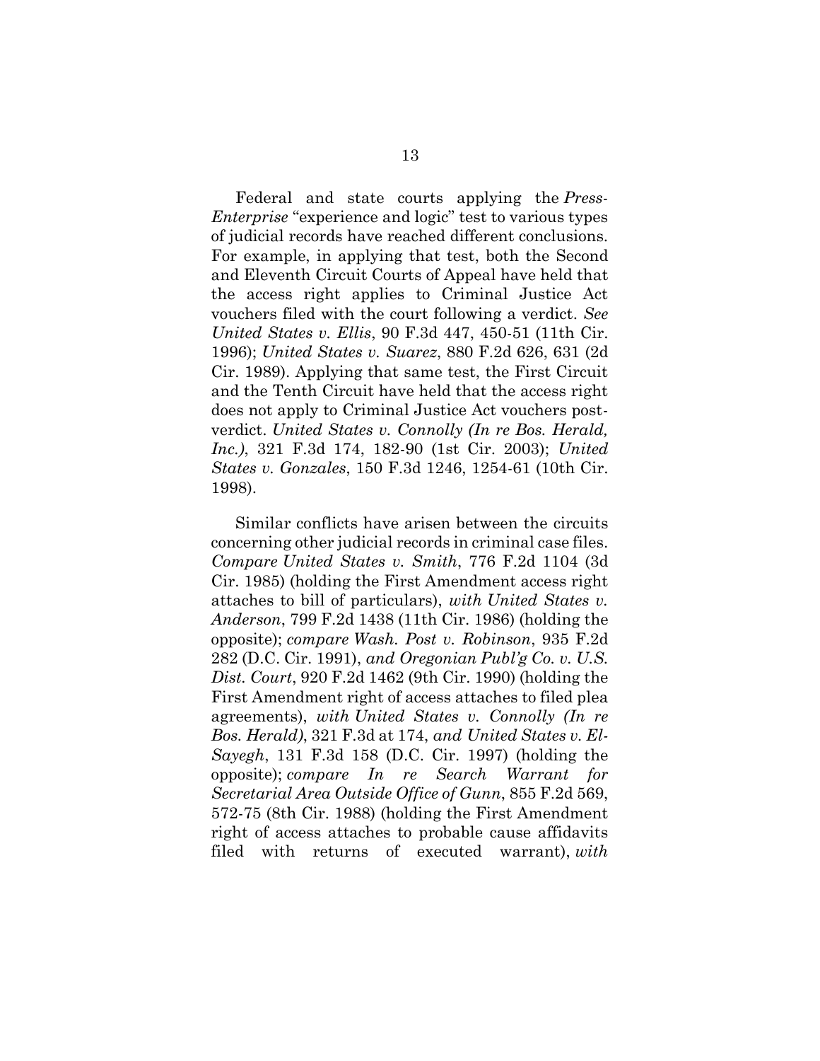Federal and state courts applying the *Press-Enterprise* "experience and logic" test to various types of judicial records have reached different conclusions. For example, in applying that test, both the Second and Eleventh Circuit Courts of Appeal have held that the access right applies to Criminal Justice Act vouchers filed with the court following a verdict. *See United States v. Ellis*, 90 F.3d 447, 450-51 (11th Cir. 1996); *United States v. Suarez*, 880 F.2d 626, 631 (2d Cir. 1989). Applying that same test, the First Circuit and the Tenth Circuit have held that the access right does not apply to Criminal Justice Act vouchers post-verdict. *United States v. Connolly (In re Bos. Herald, Inc.)*, 321 F.3d 174, 182-90 (1st Cir. 2003); *United States v. Gonzales*, 150 F.3d 1246, 1254-61 (10th Cir. 1998).

Similar conflicts have arisen between the circuits concerning other judicial records in criminal case files. *Compare United States v. Smith*, 776 F.2d 1104 (3d Cir. 1985) (holding the First Amendment access right attaches to bill of particulars), *with United States v. Anderson*, 799 F.2d 1438 (11th Cir. 1986) (holding the opposite); *compare Wash. Post v. Robinson*, 935 F.2d 282 (D.C. Cir. 1991), *and Oregonian Publ'g Co. v. U.S. Dist. Court*, 920 F.2d 1462 (9th Cir. 1990) (holding the First Amendment right of access attaches to filed plea agreements), *with United States v. Connolly (In re Bos. Herald)*, 321 F.3d at 174, *and United States v. El-Sayegh*, 131 F.3d 158 (D.C. Cir. 1997) (holding the opposite); *compare In re Search Warrant for Secretarial Area Outside Office of Gunn*, 855 F.2d 569, 572-75 (8th Cir. 1988) (holding the First Amendment right of access attaches to probable cause affidavits filed with returns of executed warrant), *with*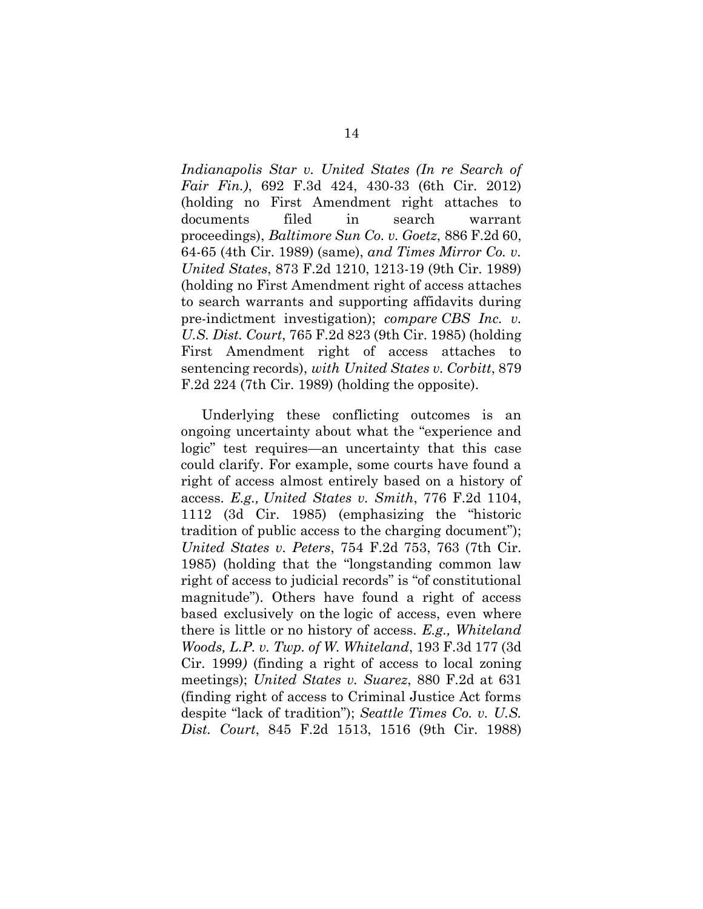*Indianapolis Star v. United States (In re Search of Fair Fin.)*, 692 F.3d 424, 430-33 (6th Cir. 2012) (holding no First Amendment right attaches to documents filed in search warrant proceedings), *Baltimore Sun Co. v. Goetz*, 886 F.2d 60, 64-65 (4th Cir. 1989) (same), *and Times Mirror Co. v. United States*, 873 F.2d 1210, 1213-19 (9th Cir. 1989) (holding no First Amendment right of access attaches to search warrants and supporting affidavits during pre-indictment investigation); *compare CBS Inc. v. U.S. Dist. Court*, 765 F.2d 823 (9th Cir. 1985) (holding First Amendment right of access attaches to sentencing records), *with United States v. Corbitt*, 879 F.2d 224 (7th Cir. 1989) (holding the opposite).

Underlying these conflicting outcomes is an ongoing uncertainty about what the "experience and logic" test requires—an uncertainty that this case could clarify. For example, some courts have found a right of access almost entirely based on a history of access. *E.g., United States v. Smith*, 776 F.2d 1104, 1112 (3d Cir. 1985) (emphasizing the "historic tradition of public access to the charging document"); *United States v. Peters*, 754 F.2d 753, 763 (7th Cir. 1985) (holding that the "longstanding common law right of access to judicial records" is "of constitutional magnitude"). Others have found a right of access based exclusively on the logic of access, even where there is little or no history of access. *E.g., Whiteland Woods, L.P. v. Twp. of W. Whiteland*, 193 F.3d 177 (3d Cir. 1999) (finding a right of access to local zoning meetings); *United States v. Suarez*, 880 F.2d at 631 (finding right of access to Criminal Justice Act forms despite "lack of tradition"); *Seattle Times Co. v. U.S. Dist. Court*, 845 F.2d 1513, 1516 (9th Cir. 1988)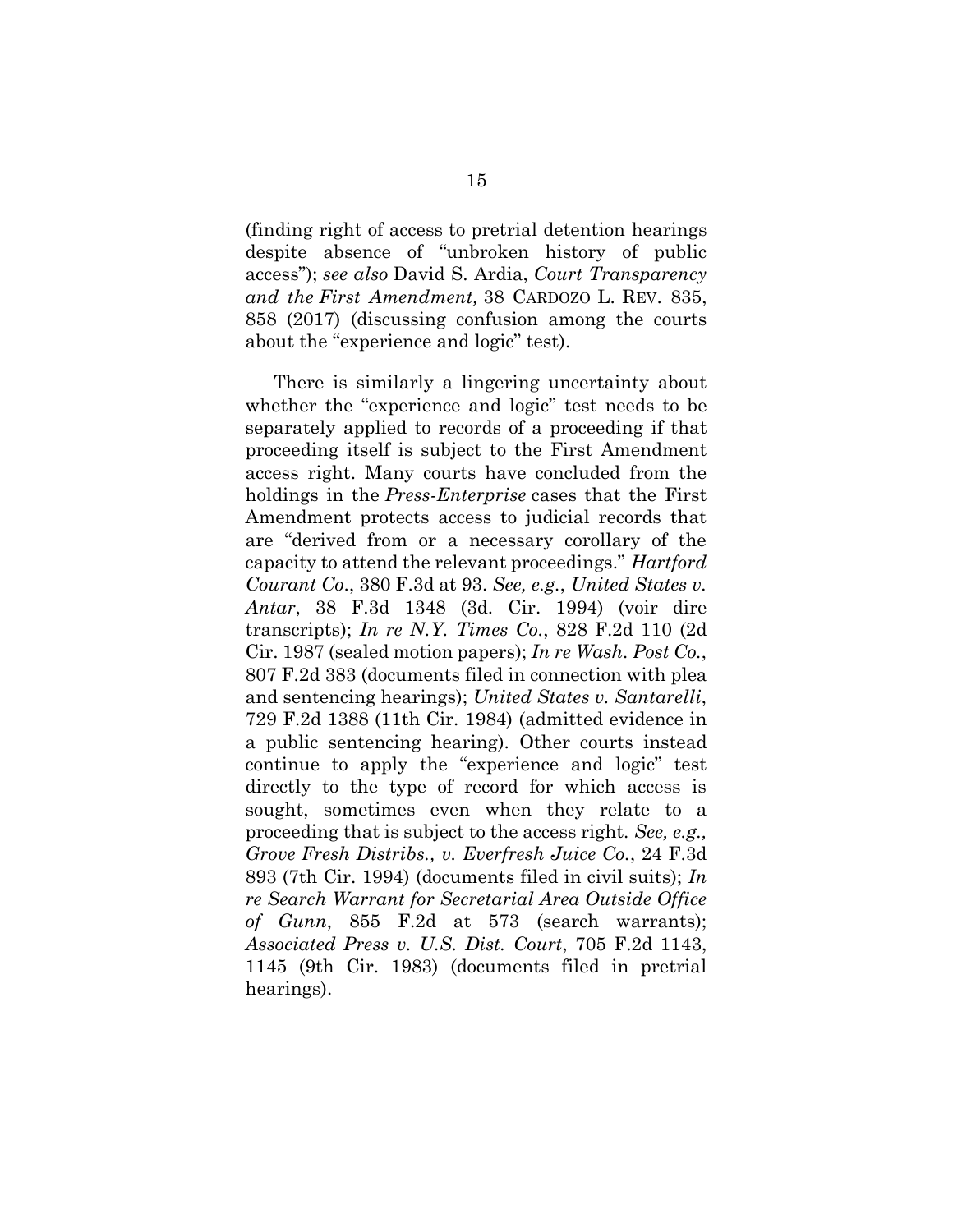(finding right of access to pretrial detention hearings despite absence of "unbroken history of public access"); *see also* David S. Ardia, *Court Transparency and the First Amendment,* 38 CARDOZO L. REV. 835, 858 (2017) (discussing confusion among the courts about the "experience and logic" test).

There is similarly a lingering uncertainty about whether the "experience and logic" test needs to be separately applied to records of a proceeding if that proceeding itself is subject to the First Amendment access right. Many courts have concluded from the holdings in the *Press-Enterprise* cases that the First Amendment protects access to judicial records that are "derived from or a necessary corollary of the capacity to attend the relevant proceedings." *Hartford Courant Co.*, 380 F.3d at 93. *See, e.g.*, *United States v. Antar*, 38 F.3d 1348 (3d. Cir. 1994) (voir dire transcripts); *In re N.Y. Times Co.*, 828 F.2d 110 (2d Cir. 1987 (sealed motion papers); *In re Wash. Post Co.*, 807 F.2d 383 (documents filed in connection with plea and sentencing hearings); *United States v. Santarelli*, 729 F.2d 1388 (11th Cir. 1984) (admitted evidence in a public sentencing hearing). Other courts instead continue to apply the "experience and logic" test directly to the type of record for which access is sought, sometimes even when they relate to a proceeding that is subject to the access right. *See, e.g., Grove Fresh Distribs., v. Everfresh Juice Co.*, 24 F.3d 893 (7th Cir. 1994) (documents filed in civil suits); *In re Search Warrant for Secretarial Area Outside Office of Gunn*, 855 F.2d at 573 (search warrants); *Associated Press v. U.S. Dist. Court*, 705 F.2d 1143, 1145 (9th Cir. 1983) (documents filed in pretrial hearings).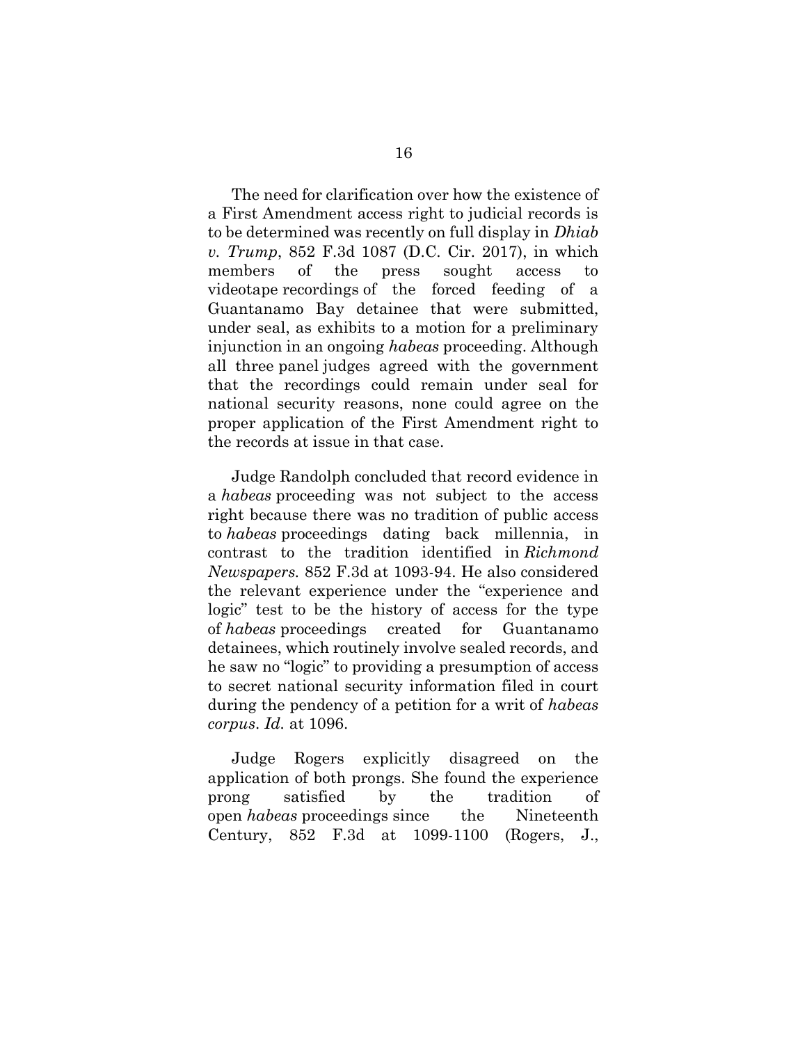The need for clarification over how the existence of a First Amendment access right to judicial records is to be determined was recently on full display in *Dhiab v. Trump*, 852 F.3d 1087 (D.C. Cir. 2017), in which members of the press sought access to videotape recordings of the forced feeding of a Guantanamo Bay detainee that were submitted, under seal, as exhibits to a motion for a preliminary injunction in an ongoing *habeas* proceeding. Although all three panel judges agreed with the government that the recordings could remain under seal for national security reasons, none could agree on the proper application of the First Amendment right to the records at issue in that case.

Judge Randolph concluded that record evidence in a *habeas* proceeding was not subject to the access right because there was no tradition of public access to *habeas* proceedings dating back millennia, in contrast to the tradition identified in *Richmond Newspapers.* 852 F.3d at 1093-94. He also considered the relevant experience under the "experience and logic" test to be the history of access for the type of *habeas* proceedings created for Guantanamo detainees, which routinely involve sealed records, and he saw no "logic" to providing a presumption of access to secret national security information filed in court during the pendency of a petition for a writ of *habeas corpus*. *Id.* at 1096.

Judge Rogers explicitly disagreed on the application of both prongs. She found the experience prong satisfied by the tradition of open *habeas* proceedings since the Nineteenth Century, 852 F.3d at 1099-1100 (Rogers, J.,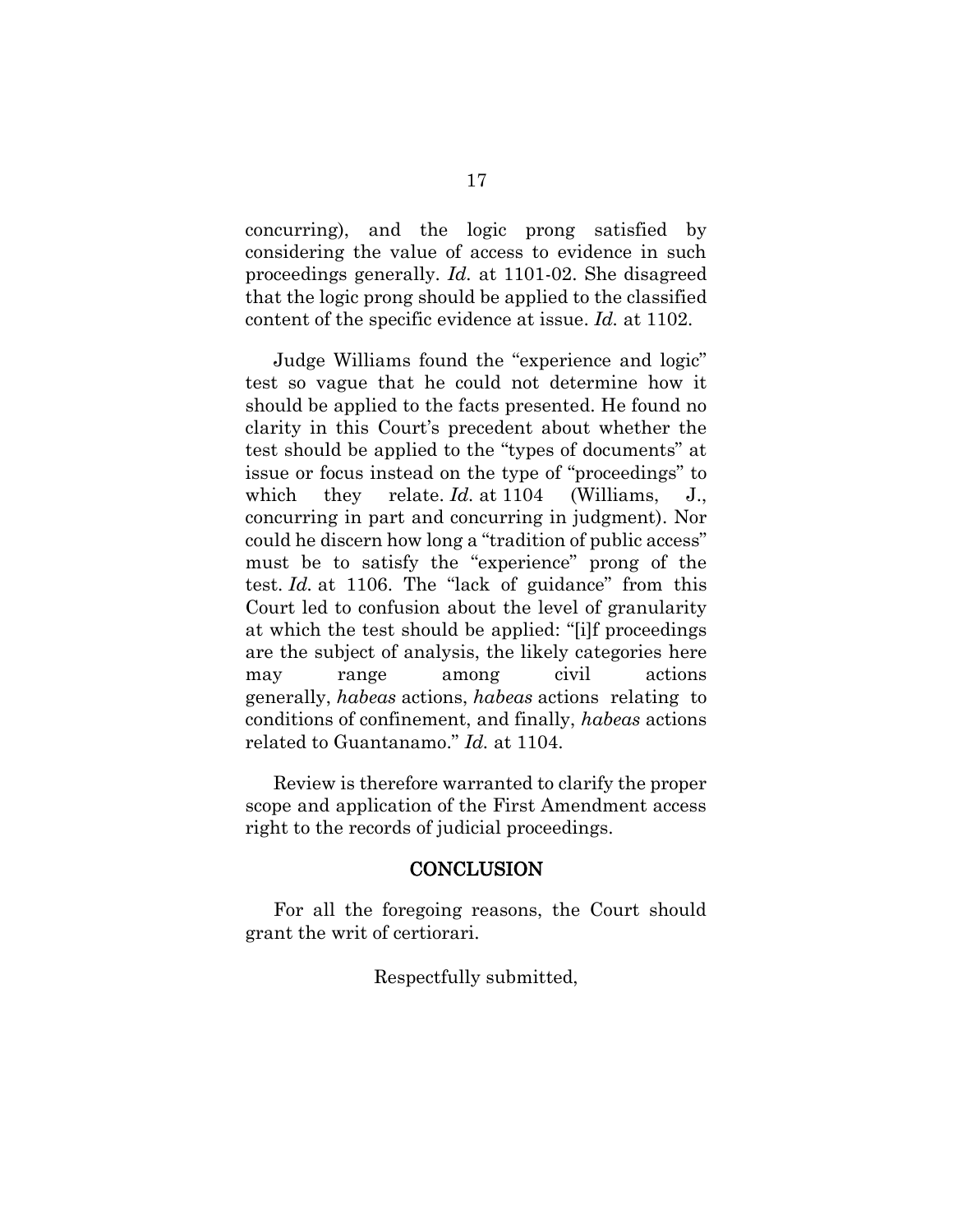concurring), and the logic prong satisfied by considering the value of access to evidence in such proceedings generally. *Id.* at 1101-02. She disagreed that the logic prong should be applied to the classified content of the specific evidence at issue. *Id.* at 1102.

Judge Williams found the "experience and logic" test so vague that he could not determine how it should be applied to the facts presented. He found no clarity in this Court's precedent about whether the test should be applied to the "types of documents" at issue or focus instead on the type of "proceedings" to which they relate. *Id.* at 1104 (Williams, J., concurring in part and concurring in judgment). Nor could he discern how long a "tradition of public access" must be to satisfy the "experience" prong of the test. *Id.* at 1106. The "lack of guidance" from this Court led to confusion about the level of granularity at which the test should be applied: "[i]f proceedings are the subject of analysis, the likely categories here may range among civil actions generally, *habeas* actions, *habeas* actions relating to conditions of confinement, and finally, *habeas* actions related to Guantanamo." *Id.* at 1104.

Review is therefore warranted to clarify the proper scope and application of the First Amendment access right to the records of judicial proceedings.

## CONCLUSION

For all the foregoing reasons, the Court should grant the writ of certiorari.

Respectfully submitted,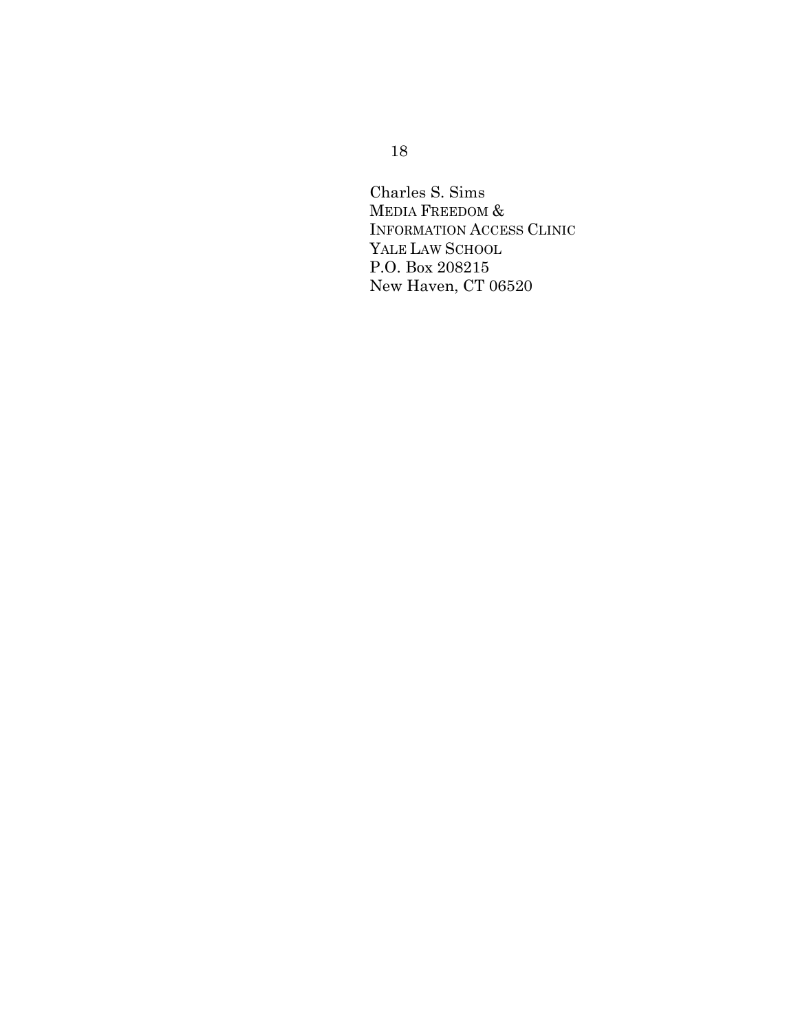Charles S. Sims
MEDIA FREEDOM &
INFORMATION ACCESS CLINIC
YALE LAW SCHOOL
P.O. Box 208215
New Haven, CT 06520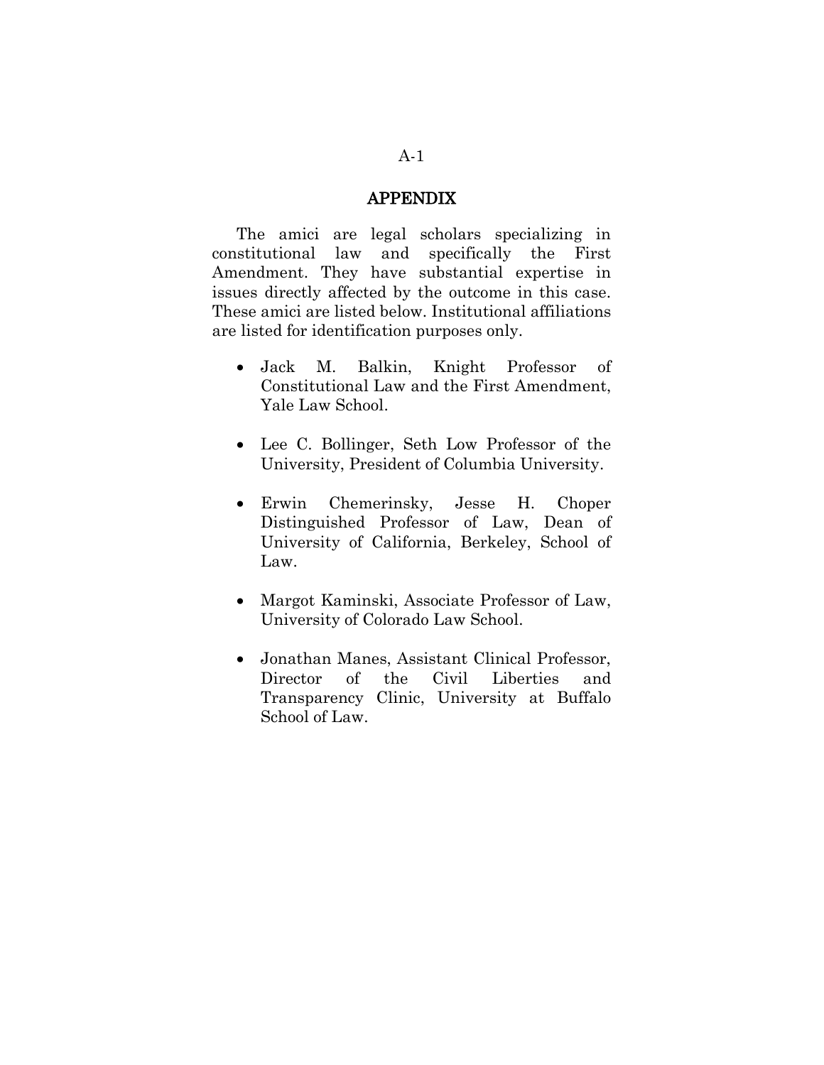# APPENDIX

The amici are legal scholars specializing in constitutional law and specifically the First Amendment. They have substantial expertise in issues directly affected by the outcome in this case. These amici are listed below. Institutional affiliations are listed for identification purposes only.

- Jack M. Balkin, Knight Professor of Constitutional Law and the First Amendment, Yale Law School.
- Lee C. Bollinger, Seth Low Professor of the University, President of Columbia University.
- Erwin Chemerinsky, Jesse H. Choper Distinguished Professor of Law, Dean of University of California, Berkeley, School of Law.
- Margot Kaminski, Associate Professor of Law, University of Colorado Law School.
- Jonathan Manes, Assistant Clinical Professor, Director of the Civil Liberties and Transparency Clinic, University at Buffalo School of Law.